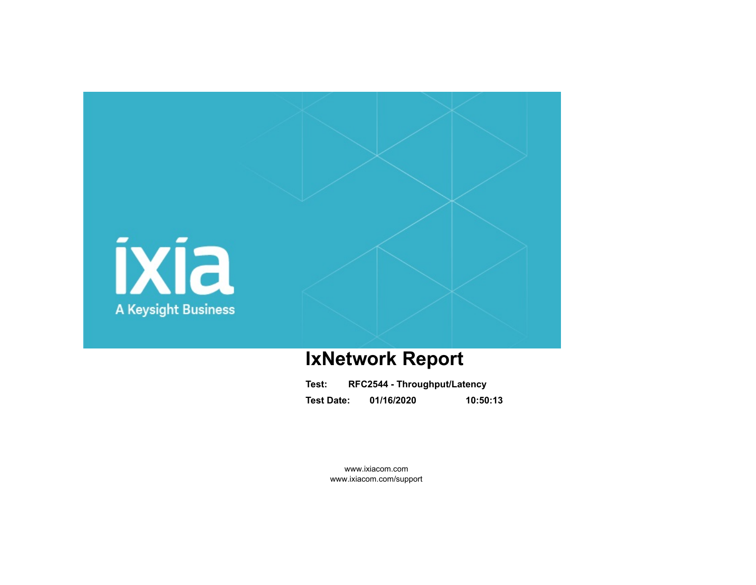ixia

A Keysight Business

# IxNetwork Report

**Test:** **RFC2544 - Throughput/Latency**

**Test Date:** **01/16/2020** **10:50:13**

www.ixiacom.com
www.ixiacom.com/support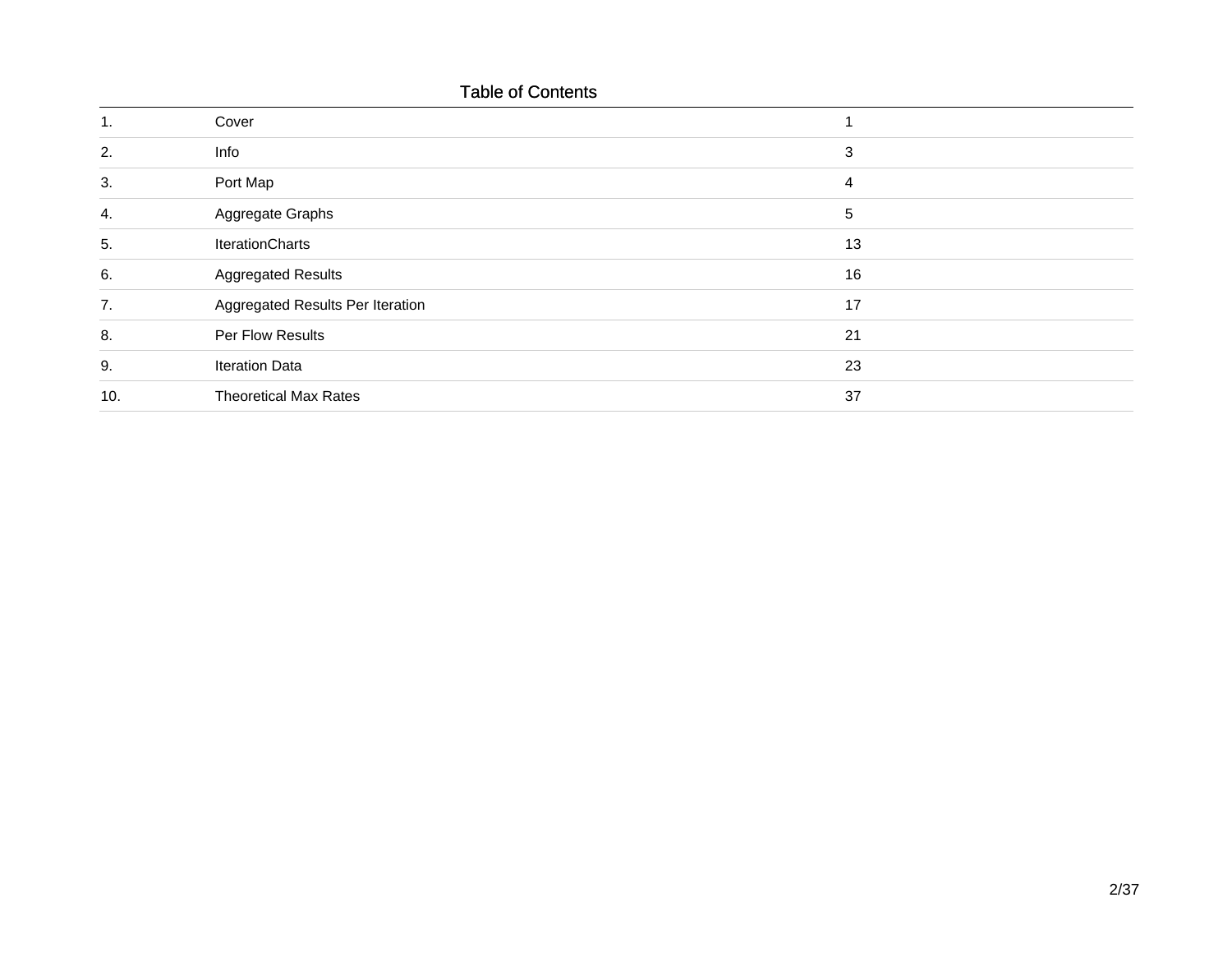## Table of Contents

| | | |
|---|---|---|
| 1. | Cover | 1 |
| 2. | Info | 3 |
| 3. | Port Map | 4 |
| 4. | Aggregate Graphs | 5 |
| 5. | IterationCharts | 13 |
| 6. | Aggregated Results | 16 |
| 7. | Aggregated Results Per Iteration | 17 |
| 8. | Per Flow Results | 21 |
| 9. | Iteration Data | 23 |
| 10. | Theoretical Max Rates | 37 |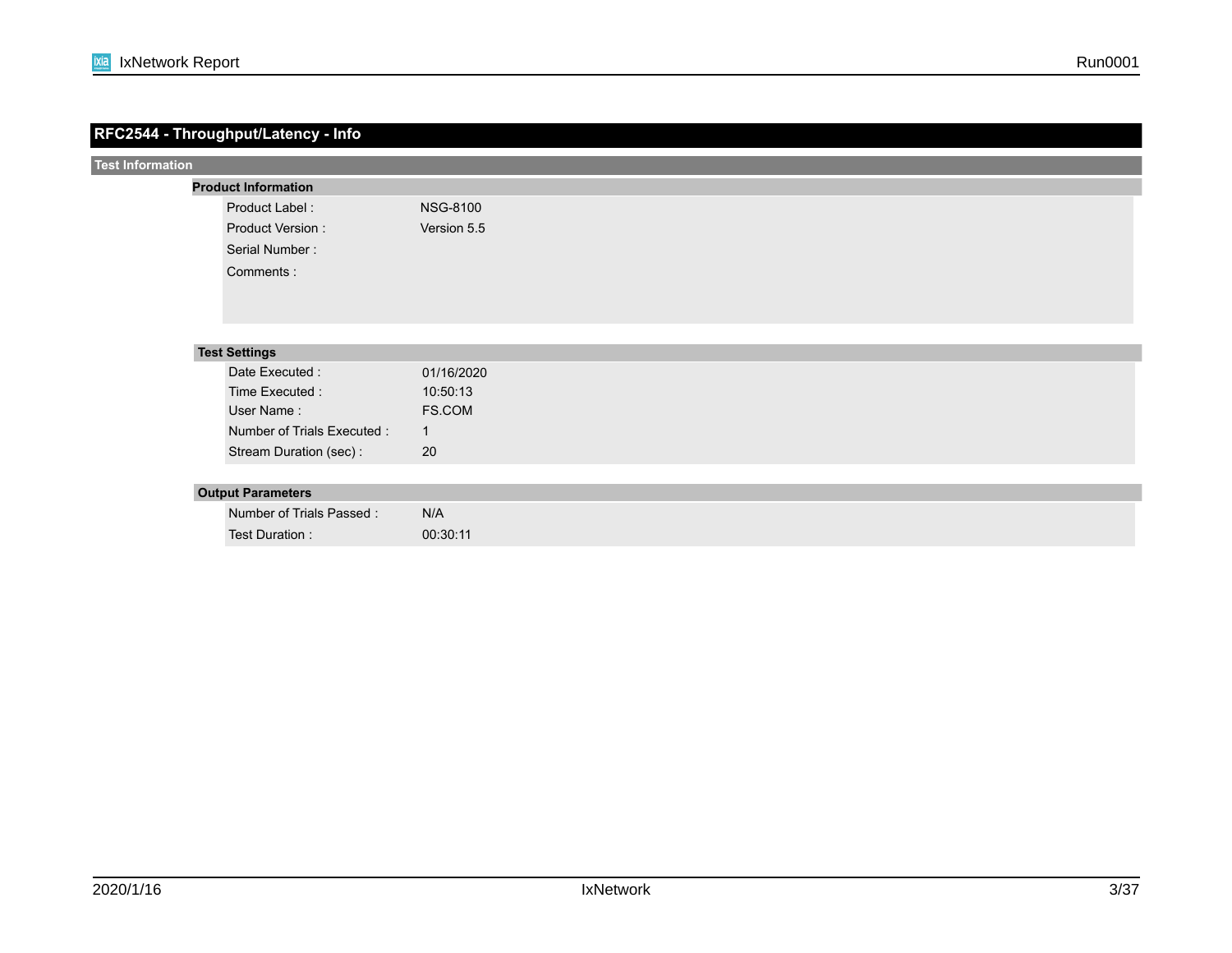# RFC2544 - Throughput/Latency - Info

## Test Information

### Product Information

| | |
|---|---|
| Product Label : | NSG-8100 |
| Product Version : | Version 5.5 |
| Serial Number : | |
| Comments : | |

### Test Settings

| | |
|---|---|
| Date Executed : | 01/16/2020 |
| Time Executed : | 10:50:13 |
| User Name : | FS.COM |
| Number of Trials Executed : | 1 |
| Stream Duration (sec) : | 20 |

### Output Parameters

| | |
|---|---|
| Number of Trials Passed : | N/A |
| Test Duration : | 00:30:11 |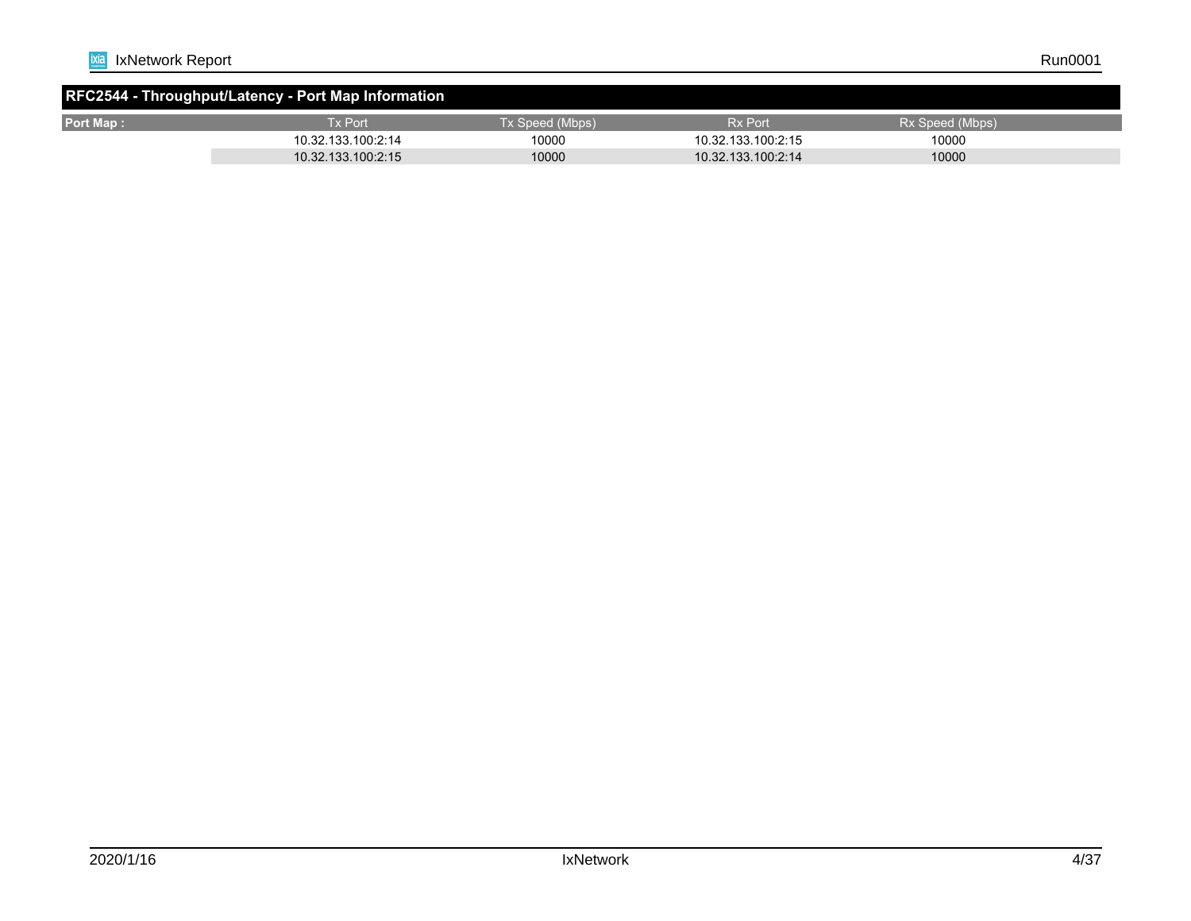## RFC2544 - Throughput/Latency - Port Map Information

| Port Map : | Tx Port | Tx Speed (Mbps) | Rx Port | Rx Speed (Mbps) |
|---|---|---|---|---|
| | 10.32.133.100:2:14 | 10000 | 10.32.133.100:2:15 | 10000 |
| | 10.32.133.100:2:15 | 10000 | 10.32.133.100:2:14 | 10000 |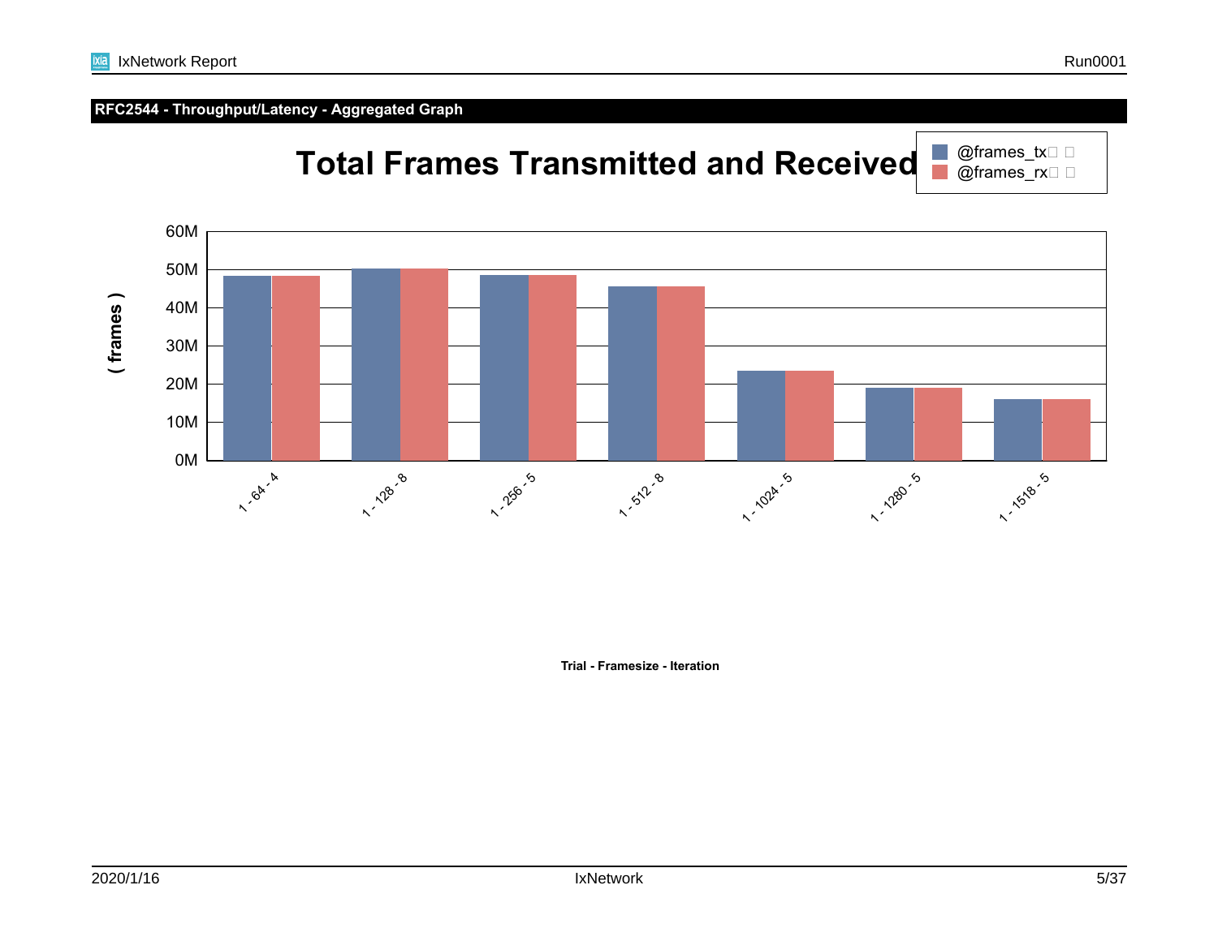## RFC2544 - Throughput/Latency - Aggregated Graph

# Total Frames Transmitted and Received

@frames_tx
@frames_rx

( frames )

60M
50M
40M
30M
20M
10M
0M

1 - 64 - 4
1 - 128 - 8
1 - 256 - 5
1 - 512 - 8
1 - 1024 - 5
1 - 1280 - 5
1 - 1518 - 5

**Trial - Framesize - Iteration**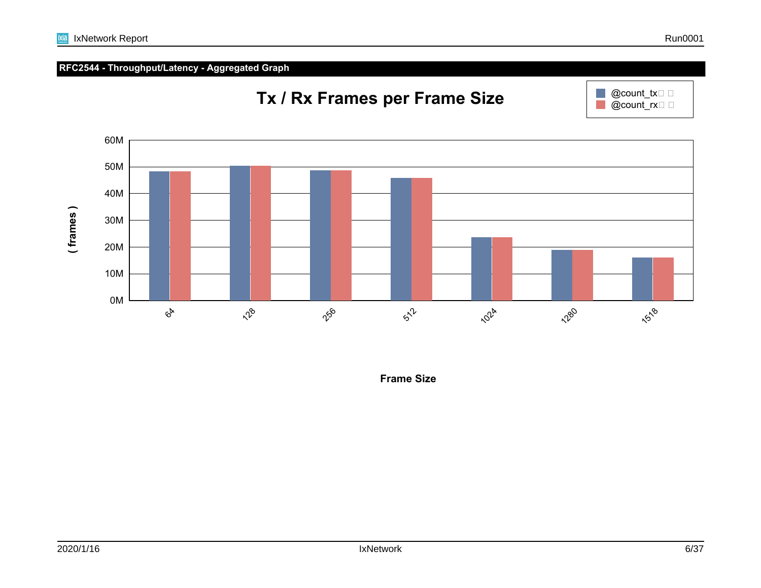## RFC2544 - Throughput/Latency - Aggregated Graph

### Tx / Rx Frames per Frame Size

@count_tx
@count_rx

60M
50M
40M
30M
20M
10M
0M

( frames )

64 128 256 512 1024 1280 1518

**Frame Size**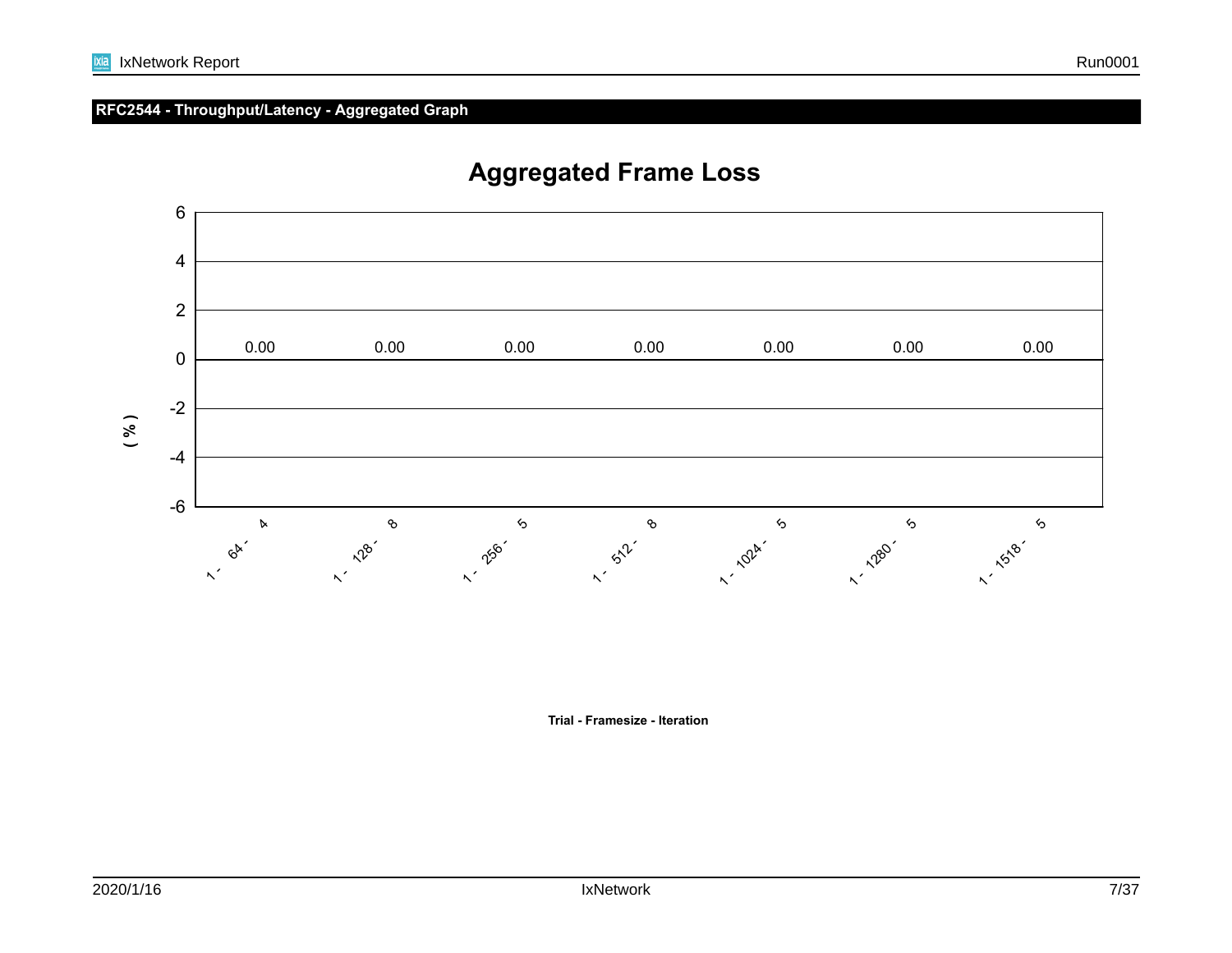## RFC2544 - Throughput/Latency - Aggregated Graph

### Aggregated Frame Loss

| Trial - Framesize - Iteration | ( % ) |
|---|---|
| 1 - 64 - 4 | 0.00 |
| 1 - 128 - 8 | 0.00 |
| 1 - 256 - 5 | 0.00 |
| 1 - 512 - 8 | 0.00 |
| 1 - 1024 - 5 | 0.00 |
| 1 - 1280 - 5 | 0.00 |
| 1 - 1518 - 5 | 0.00 |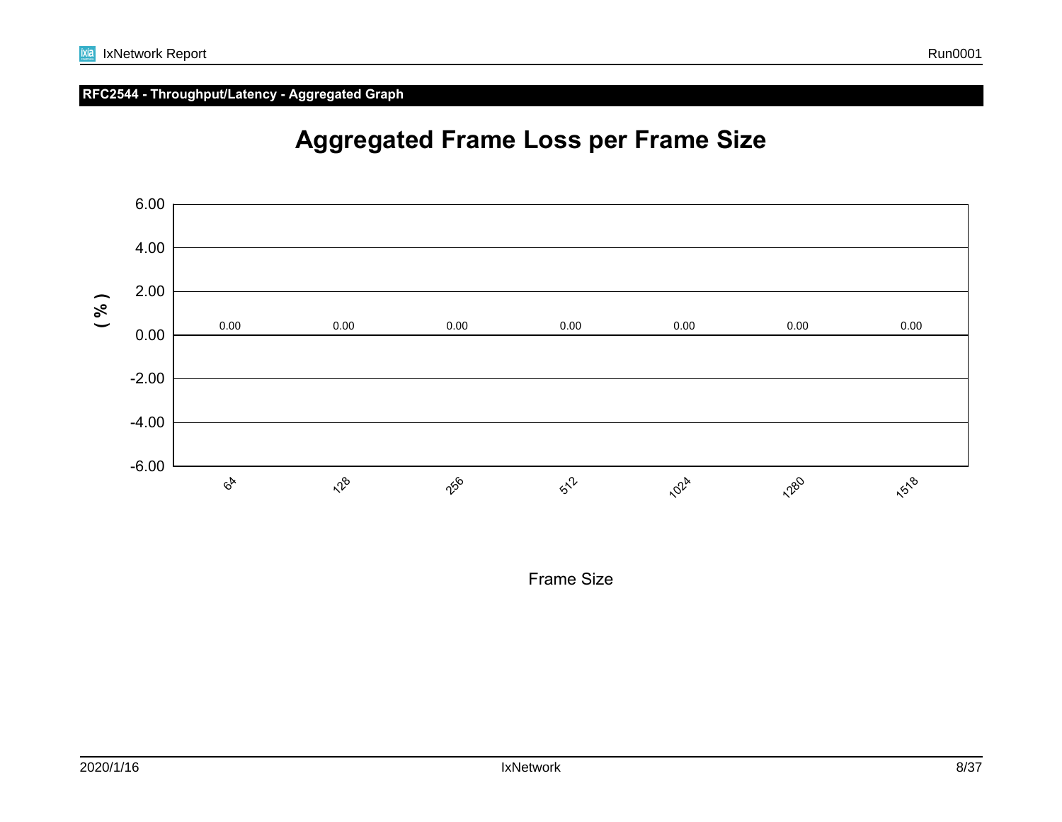**RFC2544 - Throughput/Latency - Aggregated Graph**

# Aggregated Frame Loss per Frame Size

| Frame Size | ( % ) |
|---|---|
| 64 | 0.00 |
| 128 | 0.00 |
| 256 | 0.00 |
| 512 | 0.00 |
| 1024 | 0.00 |
| 1280 | 0.00 |
| 1518 | 0.00 |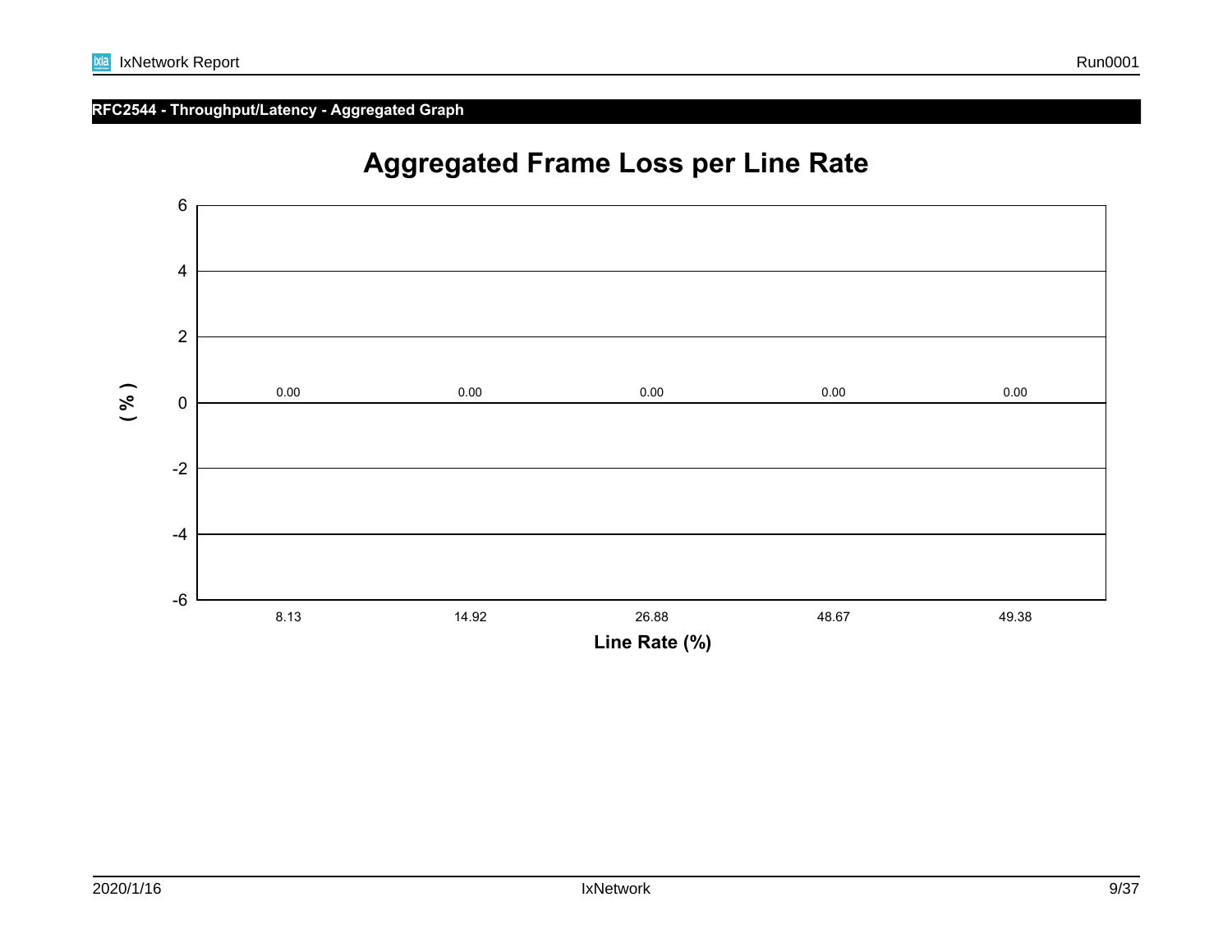## RFC2544 - Throughput/Latency - Aggregated Graph

### Aggregated Frame Loss per Line Rate

| Line Rate (%) | Frame Loss (%) |
|---|---|
| 8.13 | 0.00 |
| 14.92 | 0.00 |
| 26.88 | 0.00 |
| 48.67 | 0.00 |
| 49.38 | 0.00 |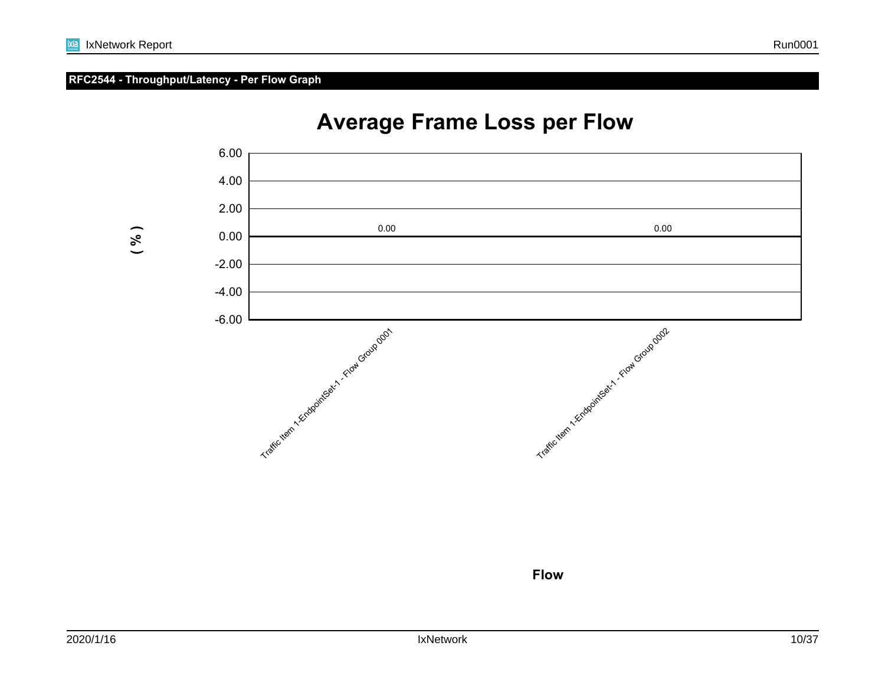## RFC2544 - Throughput/Latency - Per Flow Graph

### Average Frame Loss per Flow

| Flow | Average Frame Loss ( % ) |
|---|---|
| Traffic Item 1-EndpointSet-1 - Flow Group 0001 | 0.00 |
| Traffic Item 1-EndpointSet-1 - Flow Group 0002 | 0.00 |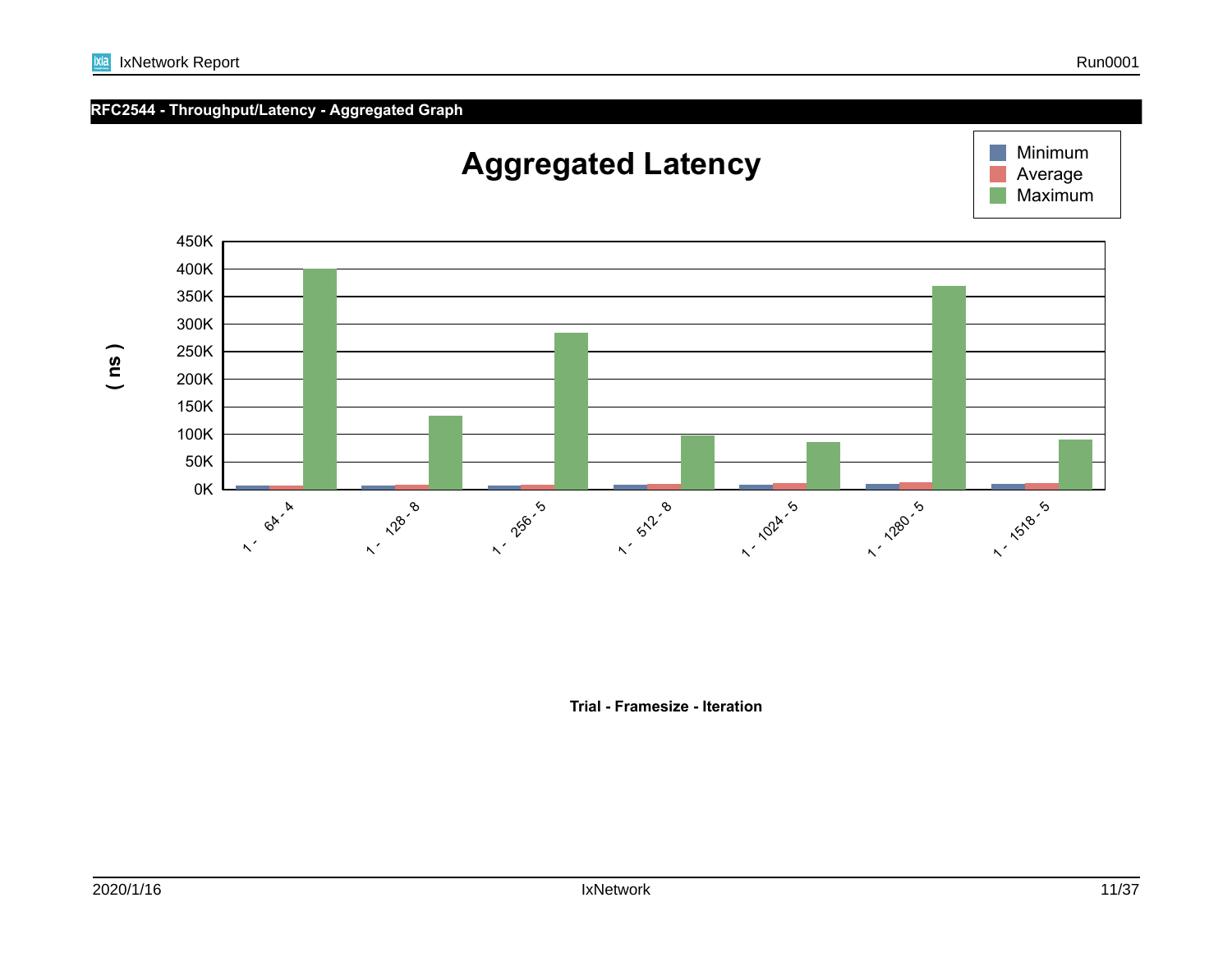## RFC2544 - Throughput/Latency - Aggregated Graph

# Aggregated Latency

Minimum
Average
Maximum

450K
400K
350K
300K
250K
200K
150K
100K
50K
0K

( ns )

1 - 64 - 4
1 - 128 - 8
1 - 256 - 5
1 - 512 - 8
1 - 1024 - 5
1 - 1280 - 5
1 - 1518 - 5

**Trial - Framesize - Iteration**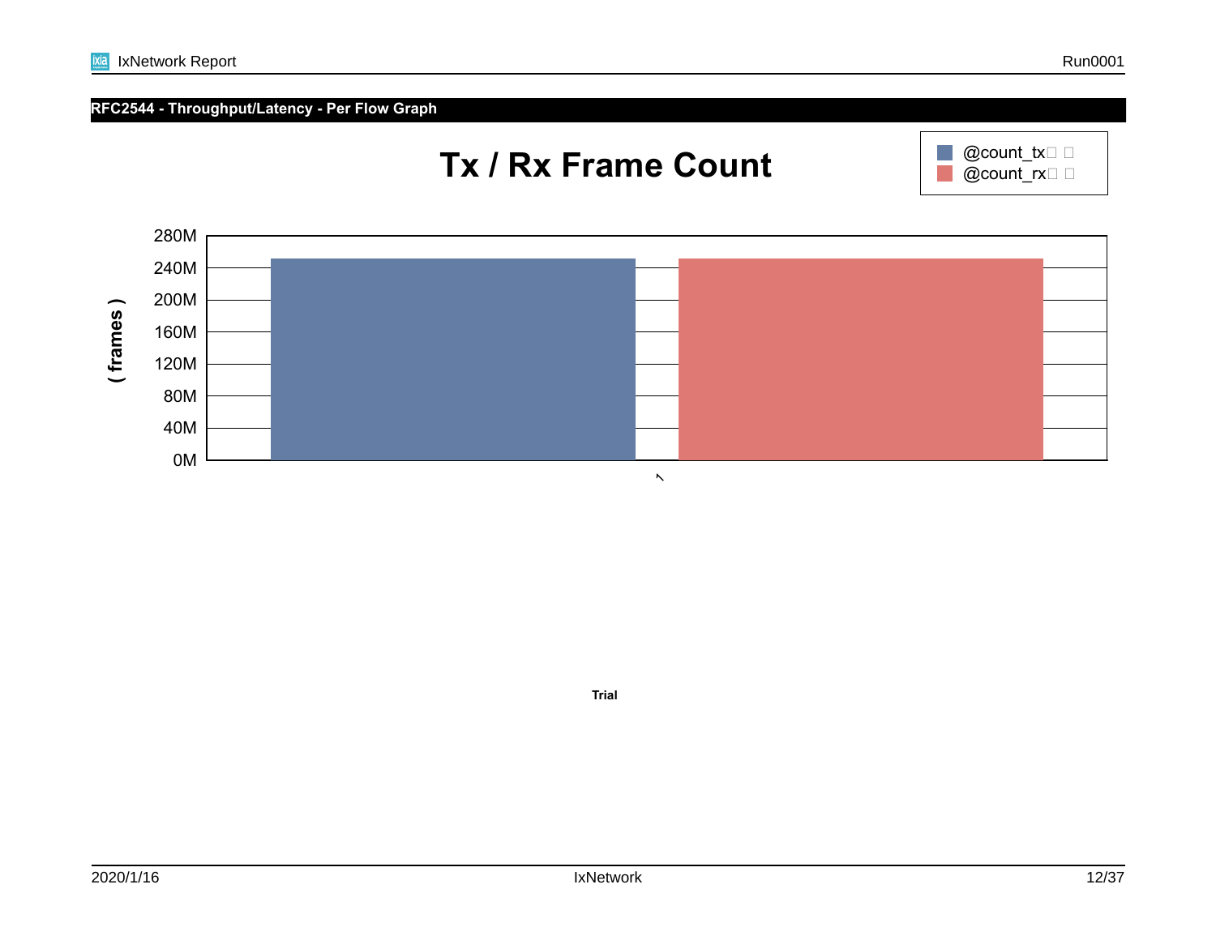## RFC2544 - Throughput/Latency - Per Flow Graph

### Tx / Rx Frame Count

@count_tx
@count_rx

( frames )

280M
240M
200M
160M
120M
80M
40M
0M

1

Trial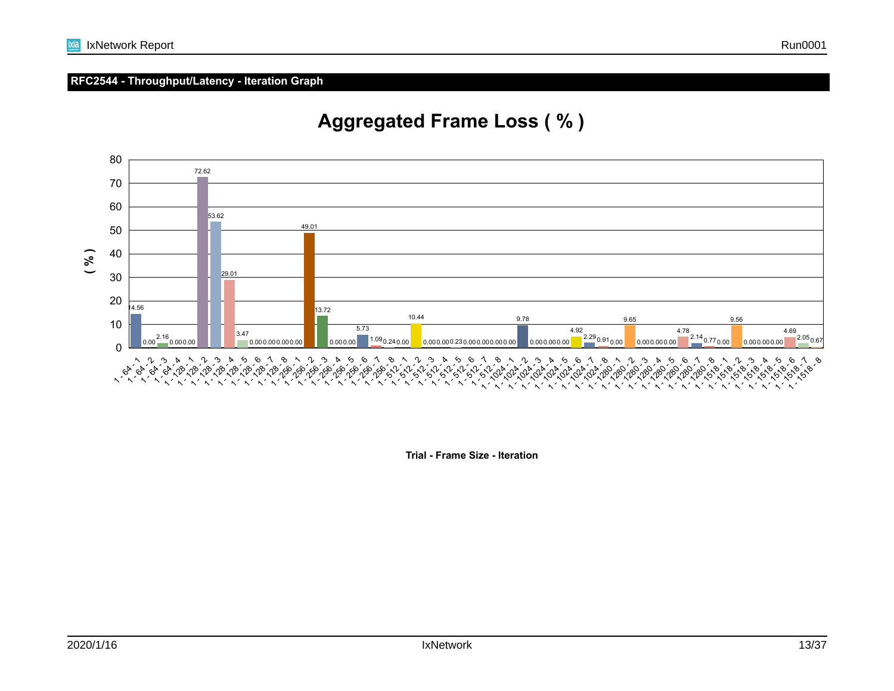## RFC2544 - Throughput/Latency - Iteration Graph

### Aggregated Frame Loss ( % )

| Trial - Frame Size - Iteration | ( % ) |
|---|---|
| 1 - 64 - 1 | 14.56 |
| 1 - 64 - 2 | 0.00 |
| 1 - 64 - 3 | 2.16 |
| 1 - 64 - 4 | 0.00 |
| 1 - 128 - 1 | 0.00 |
| 1 - 128 - 2 | 72.62 |
| 1 - 128 - 3 | 53.62 |
| 1 - 128 - 4 | 29.01 |
| 1 - 128 - 5 | 3.47 |
| 1 - 128 - 6 | 0.00 |
| 1 - 128 - 7 | 0.00 |
| 1 - 128 - 8 | 0.00 |
| 1 - 256 - 1 | 0.00 |
| 1 - 256 - 2 | 49.01 |
| 1 - 256 - 3 | 13.72 |
| 1 - 256 - 4 | 0.00 |
| 1 - 256 - 5 | 0.00 |
| 1 - 256 - 6 | 5.73 |
| 1 - 256 - 7 | 1.09 |
| 1 - 256 - 8 | 0.24 |
| 1 - 512 - 1 | 0.00 |
| 1 - 512 - 2 | 10.44 |
| 1 - 512 - 3 | 0.00 |
| 1 - 512 - 4 | 0.00 |
| 1 - 512 - 5 | 0.23 |
| 1 - 512 - 6 | 0.00 |
| 1 - 512 - 7 | 0.00 |
| 1 - 512 - 8 | 0.00 |
| 1 - 1024 - 1 | 0.00 |
| 1 - 1024 - 2 | 9.78 |
| 1 - 1024 - 3 | 0.00 |
| 1 - 1024 - 4 | 0.00 |
| 1 - 1024 - 5 | 0.00 |
| 1 - 1024 - 6 | 4.92 |
| 1 - 1024 - 7 | 2.29 |
| 1 - 1024 - 8 | 0.91 |
| 1 - 1280 - 1 | 0.00 |
| 1 - 1280 - 2 | 9.65 |
| 1 - 1280 - 3 | 0.00 |
| 1 - 1280 - 4 | 0.00 |
| 1 - 1280 - 5 | 0.00 |
| 1 - 1280 - 6 | 4.78 |
| 1 - 1280 - 7 | 2.14 |
| 1 - 1280 - 8 | 0.77 |
| 1 - 1518 - 1 | 0.00 |
| 1 - 1518 - 2 | 9.56 |
| 1 - 1518 - 3 | 0.00 |
| 1 - 1518 - 4 | 0.00 |
| 1 - 1518 - 5 | 0.00 |
| 1 - 1518 - 6 | 4.69 |
| 1 - 1518 - 7 | 2.05 |
| 1 - 1518 - 8 | 0.67 |

Trial - Frame Size - Iteration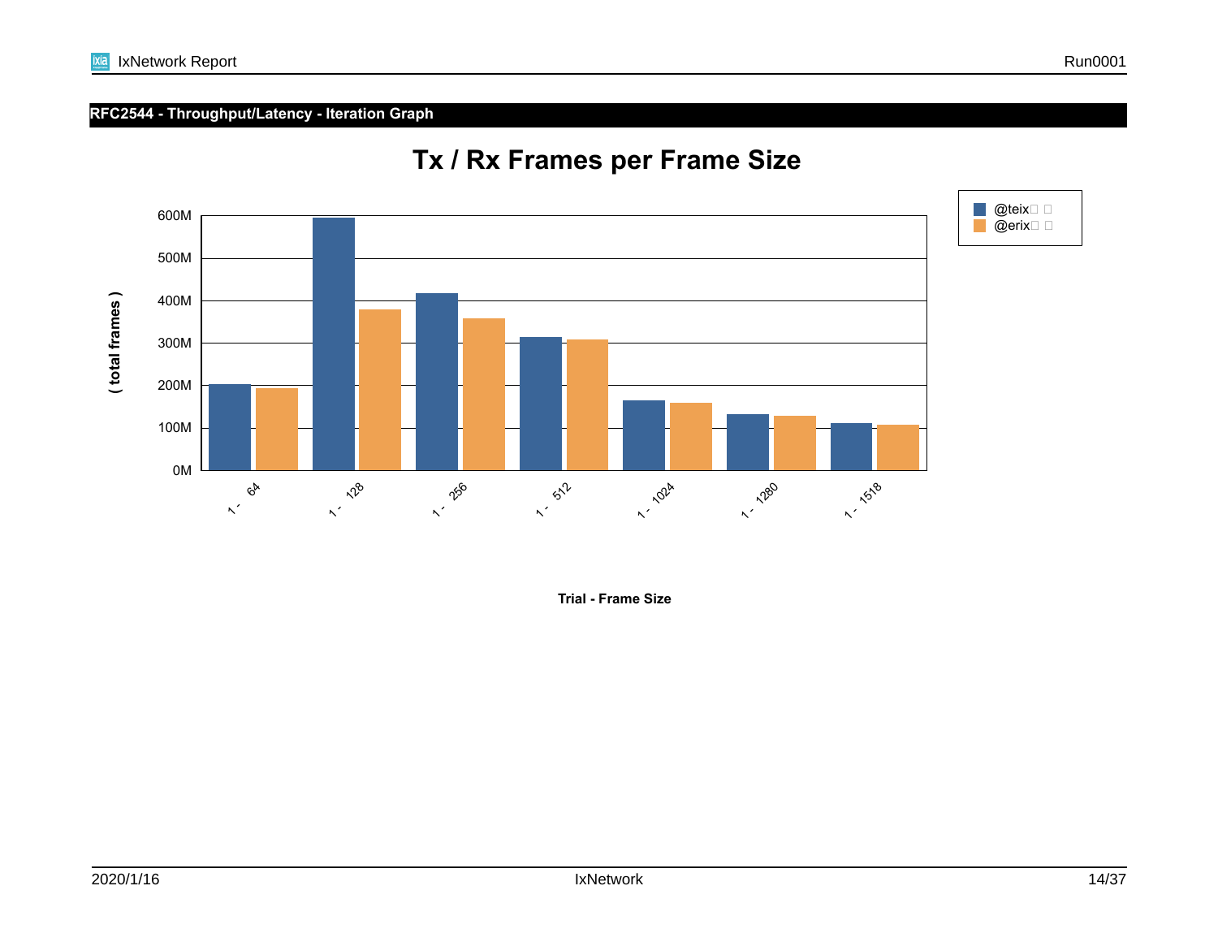## RFC2544 - Throughput/Latency - Iteration Graph

### Tx / Rx Frames per Frame Size

Legend: @teix□ □ | @erix□ □

Y-axis: ( total frames ) — 0M, 100M, 200M, 300M, 400M, 500M, 600M

X-axis: Trial - Frame Size — 1 - 64, 1 - 128, 1 - 256, 1 - 512, 1 - 1024, 1 - 1280, 1 - 1518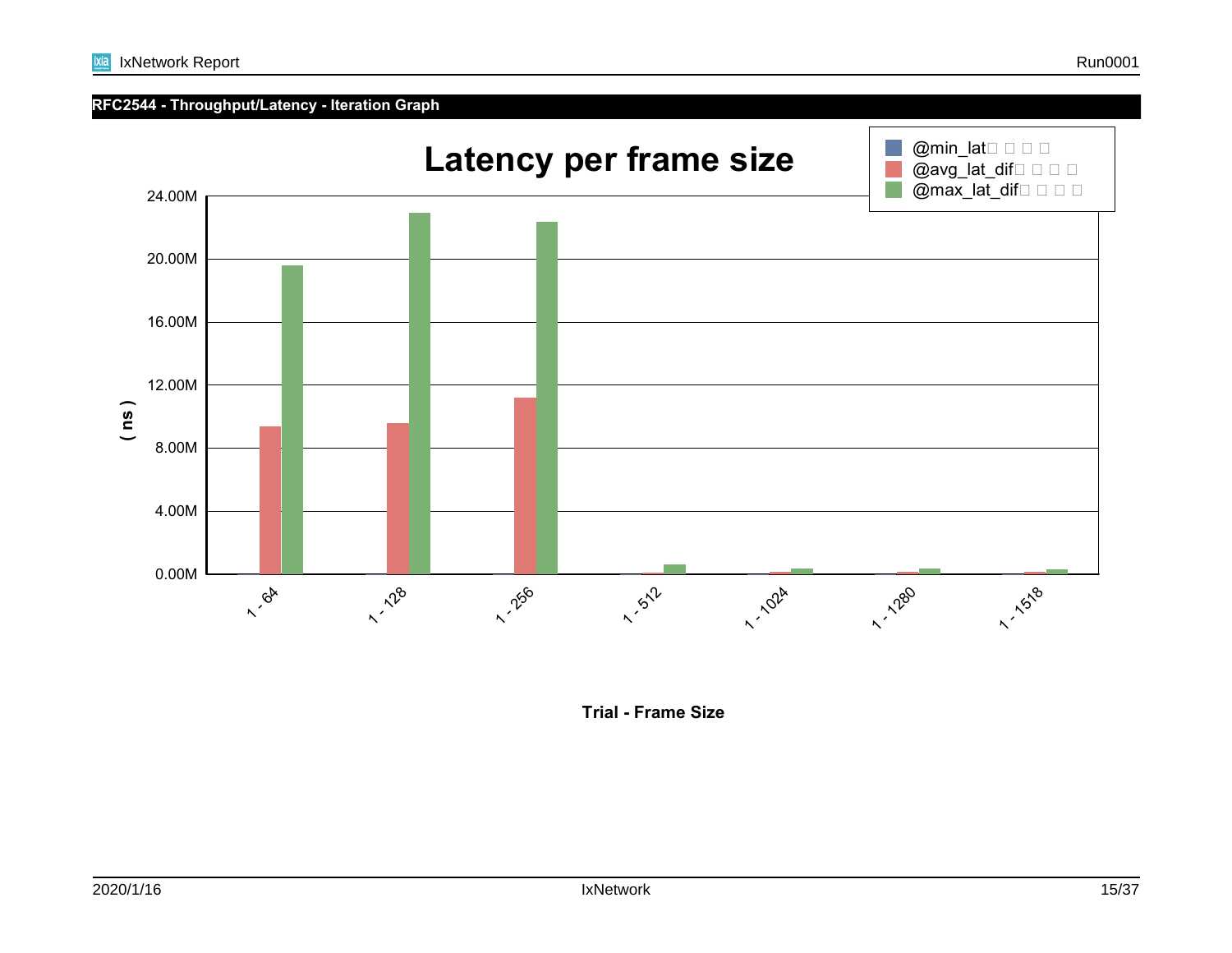## RFC2544 - Throughput/Latency - Iteration Graph

**Latency per frame size**

@min_lat□ □ □ □
@avg_lat_dif□ □ □ □
@max_lat_dif□ □ □ □

( ns )

24.00M
20.00M
16.00M
12.00M
8.00M
4.00M
0.00M

1 - 64
1 - 128
1 - 256
1 - 512
1 - 1024
1 - 1280
1 - 1518

**Trial - Frame Size**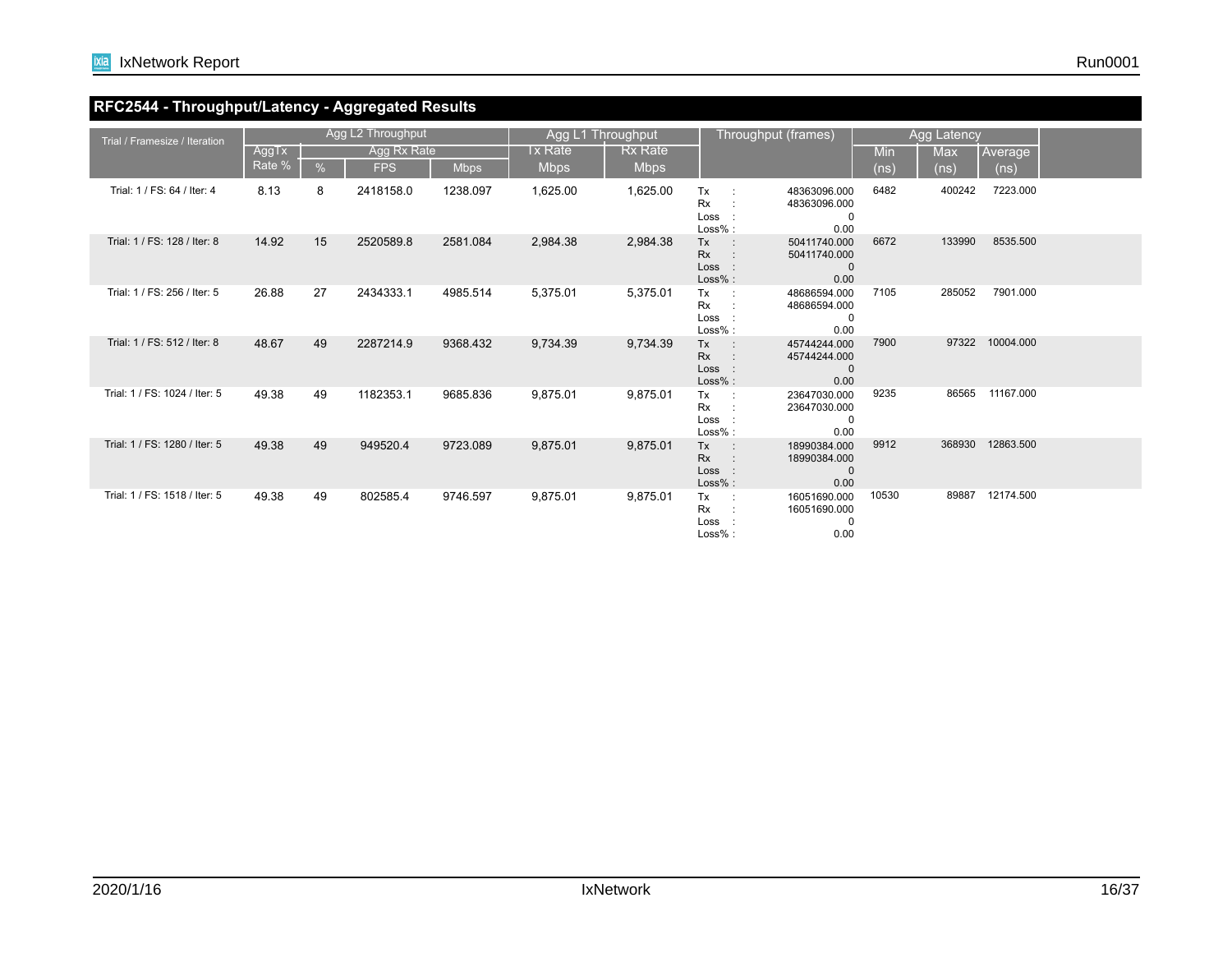## RFC2544 - Throughput/Latency - Aggregated Results

| Trial / Framesize / Iteration | Agg L2 Throughput | | | | Agg L1 Throughput | | Throughput (frames) | Agg Latency | | |
|---|---|---|---|---|---|---|---|---|---|---|
| | AggTx Rate % | Agg Rx Rate | | | Tx Rate | Rx Rate | | Min | Max | Average |
| | | % | FPS | Mbps | Mbps | Mbps | | (ns) | (ns) | (ns) |
| Trial: 1 / FS: 64 / Iter: 4 | 8.13 | 8 | 2418158.0 | 1238.097 | 1,625.00 | 1,625.00 | Tx : 48363096.000<br>Rx : 48363096.000<br>Loss : 0<br>Loss% : 0.00 | 6482 | 400242 | 7223.000 |
| Trial: 1 / FS: 128 / Iter: 8 | 14.92 | 15 | 2520589.8 | 2581.084 | 2,984.38 | 2,984.38 | Tx : 50411740.000<br>Rx : 50411740.000<br>Loss : 0<br>Loss% : 0.00 | 6672 | 133990 | 8535.500 |
| Trial: 1 / FS: 256 / Iter: 5 | 26.88 | 27 | 2434333.1 | 4985.514 | 5,375.01 | 5,375.01 | Tx : 48686594.000<br>Rx : 48686594.000<br>Loss : 0<br>Loss% : 0.00 | 7105 | 285052 | 7901.000 |
| Trial: 1 / FS: 512 / Iter: 8 | 48.67 | 49 | 2287214.9 | 9368.432 | 9,734.39 | 9,734.39 | Tx : 45744244.000<br>Rx : 45744244.000<br>Loss : 0<br>Loss% : 0.00 | 7900 | 97322 | 10004.000 |
| Trial: 1 / FS: 1024 / Iter: 5 | 49.38 | 49 | 1182353.1 | 9685.836 | 9,875.01 | 9,875.01 | Tx : 23647030.000<br>Rx : 23647030.000<br>Loss : 0<br>Loss% : 0.00 | 9235 | 86565 | 11167.000 |
| Trial: 1 / FS: 1280 / Iter: 5 | 49.38 | 49 | 949520.4 | 9723.089 | 9,875.01 | 9,875.01 | Tx : 18990384.000<br>Rx : 18990384.000<br>Loss : 0<br>Loss% : 0.00 | 9912 | 368930 | 12863.500 |
| Trial: 1 / FS: 1518 / Iter: 5 | 49.38 | 49 | 802585.4 | 9746.597 | 9,875.01 | 9,875.01 | Tx : 16051690.000<br>Rx : 16051690.000<br>Loss : 0<br>Loss% : 0.00 | 10530 | 89887 | 12174.500 |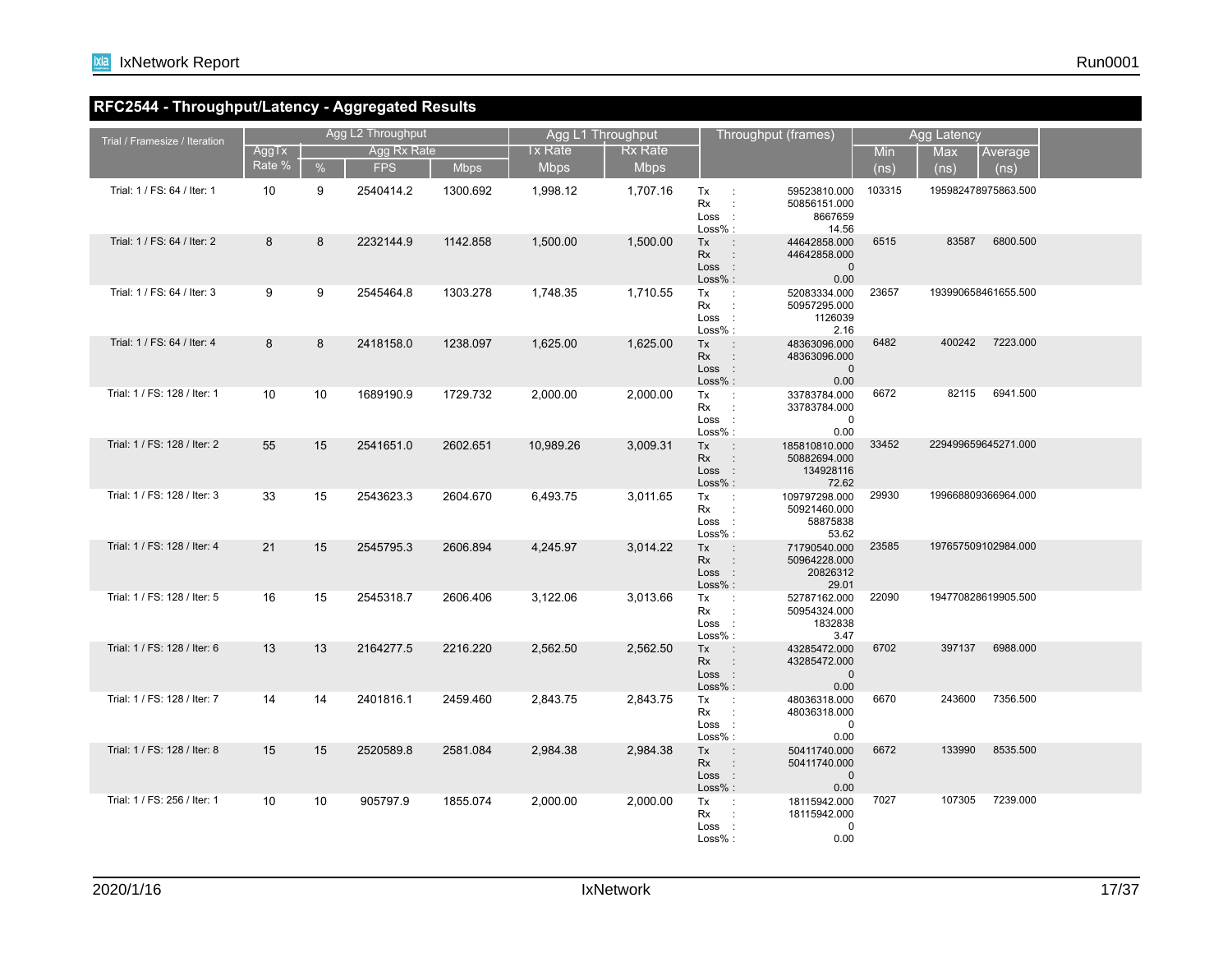## RFC2544 - Throughput/Latency - Aggregated Results

| Trial / Framesize / Iteration | Agg L2 Throughput | | | | Agg L1 Throughput | | Throughput (frames) | Agg Latency | | |
|---|---|---|---|---|---|---|---|---|---|---|
| | AggTx Rate % | Agg Rx Rate % | Agg Rx Rate FPS | Agg Rx Rate Mbps | Tx Rate Mbps | Rx Rate Mbps | | Min (ns) | Max (ns) | Average (ns) |
| Trial: 1 / FS: 64 / Iter: 1 | 10 | 9 | 2540414.2 | 1300.692 | 1,998.12 | 1,707.16 | Tx : 59523810.000<br>Rx : 50856151.000<br>Loss : 8667659<br>Loss% : 14.56 | 103315 | 195982478975863.500 | |
| Trial: 1 / FS: 64 / Iter: 2 | 8 | 8 | 2232144.9 | 1142.858 | 1,500.00 | 1,500.00 | Tx : 44642858.000<br>Rx : 44642858.000<br>Loss : 0<br>Loss% : 0.00 | 6515 | 83587 | 6800.500 |
| Trial: 1 / FS: 64 / Iter: 3 | 9 | 9 | 2545464.8 | 1303.278 | 1,748.35 | 1,710.55 | Tx : 52083334.000<br>Rx : 50957295.000<br>Loss : 1126039<br>Loss% : 2.16 | 23657 | 193990658461655.500 | |
| Trial: 1 / FS: 64 / Iter: 4 | 8 | 8 | 2418158.0 | 1238.097 | 1,625.00 | 1,625.00 | Tx : 48363096.000<br>Rx : 48363096.000<br>Loss : 0<br>Loss% : 0.00 | 6482 | 400242 | 7223.000 |
| Trial: 1 / FS: 128 / Iter: 1 | 10 | 10 | 1689190.9 | 1729.732 | 2,000.00 | 2,000.00 | Tx : 33783784.000<br>Rx : 33783784.000<br>Loss : 0<br>Loss% : 0.00 | 6672 | 82115 | 6941.500 |
| Trial: 1 / FS: 128 / Iter: 2 | 55 | 15 | 2541651.0 | 2602.651 | 10,989.26 | 3,009.31 | Tx : 185810810.000<br>Rx : 50882694.000<br>Loss : 134928116<br>Loss% : 72.62 | 33452 | 229499659645271.000 | |
| Trial: 1 / FS: 128 / Iter: 3 | 33 | 15 | 2543623.3 | 2604.670 | 6,493.75 | 3,011.65 | Tx : 109797298.000<br>Rx : 50921460.000<br>Loss : 58875838<br>Loss% : 53.62 | 29930 | 199668809366964.000 | |
| Trial: 1 / FS: 128 / Iter: 4 | 21 | 15 | 2545795.3 | 2606.894 | 4,245.97 | 3,014.22 | Tx : 71790540.000<br>Rx : 50964228.000<br>Loss : 20826312<br>Loss% : 29.01 | 23585 | 197657509102984.000 | |
| Trial: 1 / FS: 128 / Iter: 5 | 16 | 15 | 2545318.7 | 2606.406 | 3,122.06 | 3,013.66 | Tx : 52787162.000<br>Rx : 50954324.000<br>Loss : 1832838<br>Loss% : 3.47 | 22090 | 194770828619905.500 | |
| Trial: 1 / FS: 128 / Iter: 6 | 13 | 13 | 2164277.5 | 2216.220 | 2,562.50 | 2,562.50 | Tx : 43285472.000<br>Rx : 43285472.000<br>Loss : 0<br>Loss% : 0.00 | 6702 | 397137 | 6988.000 |
| Trial: 1 / FS: 128 / Iter: 7 | 14 | 14 | 2401816.1 | 2459.460 | 2,843.75 | 2,843.75 | Tx : 48036318.000<br>Rx : 48036318.000<br>Loss : 0<br>Loss% : 0.00 | 6670 | 243600 | 7356.500 |
| Trial: 1 / FS: 128 / Iter: 8 | 15 | 15 | 2520589.8 | 2581.084 | 2,984.38 | 2,984.38 | Tx : 50411740.000<br>Rx : 50411740.000<br>Loss : 0<br>Loss% : 0.00 | 6672 | 133990 | 8535.500 |
| Trial: 1 / FS: 256 / Iter: 1 | 10 | 10 | 905797.9 | 1855.074 | 2,000.00 | 2,000.00 | Tx : 18115942.000<br>Rx : 18115942.000<br>Loss : 0<br>Loss% : 0.00 | 7027 | 107305 | 7239.000 |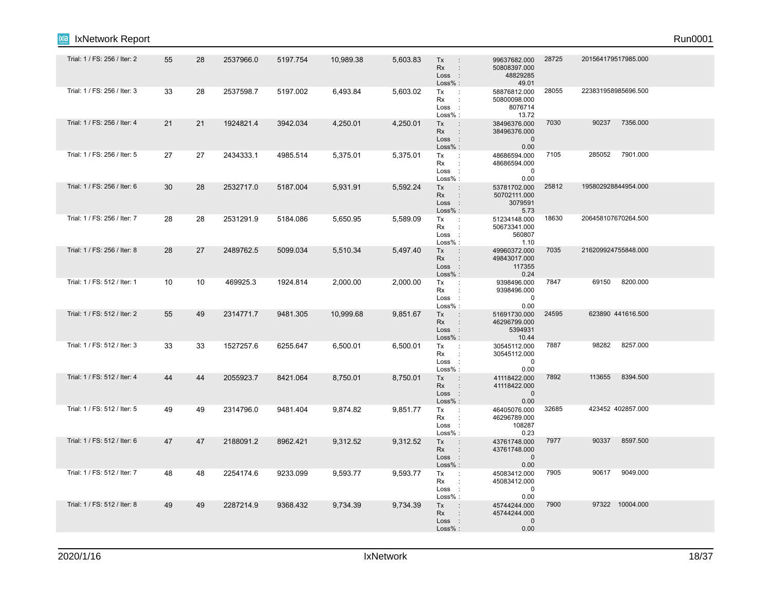| | | | | | | | | | | |
|---|---|---|---|---|---|---|---|---|---|---|
| Trial: 1 / FS: 256 / Iter: 2 | 55 | 28 | 2537966.0 | 5197.754 | 10,989.38 | 5,603.83 | Tx : 99637682.000<br>Rx : 50808397.000<br>Loss : 48829285<br>Loss% : 49.01 | 28725 | 201564179517985.000 | |
| Trial: 1 / FS: 256 / Iter: 3 | 33 | 28 | 2537598.7 | 5197.002 | 6,493.84 | 5,603.02 | Tx : 58876812.000<br>Rx : 50800098.000<br>Loss : 8076714<br>Loss% : 13.72 | 28055 | 223831958985696.500 | |
| Trial: 1 / FS: 256 / Iter: 4 | 21 | 21 | 1924821.4 | 3942.034 | 4,250.01 | 4,250.01 | Tx : 38496376.000<br>Rx : 38496376.000<br>Loss : 0<br>Loss% : 0.00 | 7030 | 90237 | 7356.000 |
| Trial: 1 / FS: 256 / Iter: 5 | 27 | 27 | 2434333.1 | 4985.514 | 5,375.01 | 5,375.01 | Tx : 48686594.000<br>Rx : 48686594.000<br>Loss : 0<br>Loss% : 0.00 | 7105 | 285052 | 7901.000 |
| Trial: 1 / FS: 256 / Iter: 6 | 30 | 28 | 2532717.0 | 5187.004 | 5,931.91 | 5,592.24 | Tx : 53781702.000<br>Rx : 50702111.000<br>Loss : 3079591<br>Loss% : 5.73 | 25812 | 195802928844954.000 | |
| Trial: 1 / FS: 256 / Iter: 7 | 28 | 28 | 2531291.9 | 5184.086 | 5,650.95 | 5,589.09 | Tx : 51234148.000<br>Rx : 50673341.000<br>Loss : 560807<br>Loss% : 1.10 | 18630 | 206458107670264.500 | |
| Trial: 1 / FS: 256 / Iter: 8 | 28 | 27 | 2489762.5 | 5099.034 | 5,510.34 | 5,497.40 | Tx : 49960372.000<br>Rx : 49843017.000<br>Loss : 117355<br>Loss% : 0.24 | 7035 | 216209924755848.000 | |
| Trial: 1 / FS: 512 / Iter: 1 | 10 | 10 | 469925.3 | 1924.814 | 2,000.00 | 2,000.00 | Tx : 9398496.000<br>Rx : 9398496.000<br>Loss : 0<br>Loss% : 0.00 | 7847 | 69150 | 8200.000 |
| Trial: 1 / FS: 512 / Iter: 2 | 55 | 49 | 2314771.7 | 9481.305 | 10,999.68 | 9,851.67 | Tx : 51691730.000<br>Rx : 46296799.000<br>Loss : 5394931<br>Loss% : 10.44 | 24595 | 623890 | 441616.500 |
| Trial: 1 / FS: 512 / Iter: 3 | 33 | 33 | 1527257.6 | 6255.647 | 6,500.01 | 6,500.01 | Tx : 30545112.000<br>Rx : 30545112.000<br>Loss : 0<br>Loss% : 0.00 | 7887 | 98282 | 8257.000 |
| Trial: 1 / FS: 512 / Iter: 4 | 44 | 44 | 2055923.7 | 8421.064 | 8,750.01 | 8,750.01 | Tx : 41118422.000<br>Rx : 41118422.000<br>Loss : 0<br>Loss% : 0.00 | 7892 | 113655 | 8394.500 |
| Trial: 1 / FS: 512 / Iter: 5 | 49 | 49 | 2314796.0 | 9481.404 | 9,874.82 | 9,851.77 | Tx : 46405076.000<br>Rx : 46296789.000<br>Loss : 108287<br>Loss% : 0.23 | 32685 | 423452 | 402857.000 |
| Trial: 1 / FS: 512 / Iter: 6 | 47 | 47 | 2188091.2 | 8962.421 | 9,312.52 | 9,312.52 | Tx : 43761748.000<br>Rx : 43761748.000<br>Loss : 0<br>Loss% : 0.00 | 7977 | 90337 | 8597.500 |
| Trial: 1 / FS: 512 / Iter: 7 | 48 | 48 | 2254174.6 | 9233.099 | 9,593.77 | 9,593.77 | Tx : 45083412.000<br>Rx : 45083412.000<br>Loss : 0<br>Loss% : 0.00 | 7905 | 90617 | 9049.000 |
| Trial: 1 / FS: 512 / Iter: 8 | 49 | 49 | 2287214.9 | 9368.432 | 9,734.39 | 9,734.39 | Tx : 45744244.000<br>Rx : 45744244.000<br>Loss : 0<br>Loss% : 0.00 | 7900 | 97322 | 10004.000 |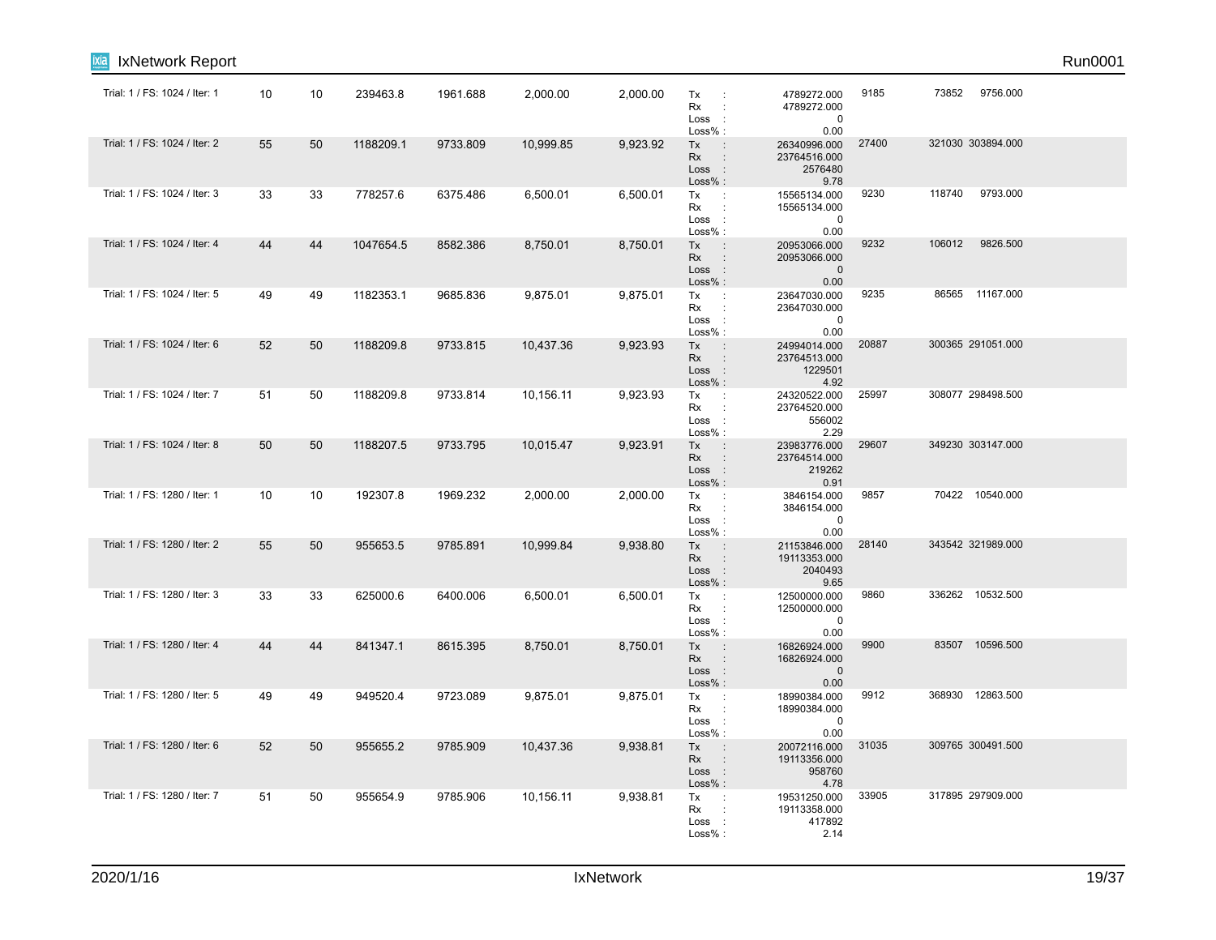| | | | | | | | | | | |
|---|---|---|---|---|---|---|---|---|---|---|
| Trial: 1 / FS: 1024 / Iter: 1 | 10 | 10 | 239463.8 | 1961.688 | 2,000.00 | 2,000.00 | Tx : 4789272.000<br>Rx : 4789272.000<br>Loss : 0<br>Loss% : 0.00 | 9185 | 73852 | 9756.000 |
| Trial: 1 / FS: 1024 / Iter: 2 | 55 | 50 | 1188209.1 | 9733.809 | 10,999.85 | 9,923.92 | Tx : 26340996.000<br>Rx : 23764516.000<br>Loss : 2576480<br>Loss% : 9.78 | 27400 | 321030 | 303894.000 |
| Trial: 1 / FS: 1024 / Iter: 3 | 33 | 33 | 778257.6 | 6375.486 | 6,500.01 | 6,500.01 | Tx : 15565134.000<br>Rx : 15565134.000<br>Loss : 0<br>Loss% : 0.00 | 9230 | 118740 | 9793.000 |
| Trial: 1 / FS: 1024 / Iter: 4 | 44 | 44 | 1047654.5 | 8582.386 | 8,750.01 | 8,750.01 | Tx : 20953066.000<br>Rx : 20953066.000<br>Loss : 0<br>Loss% : 0.00 | 9232 | 106012 | 9826.500 |
| Trial: 1 / FS: 1024 / Iter: 5 | 49 | 49 | 1182353.1 | 9685.836 | 9,875.01 | 9,875.01 | Tx : 23647030.000<br>Rx : 23647030.000<br>Loss : 0<br>Loss% : 0.00 | 9235 | 86565 | 11167.000 |
| Trial: 1 / FS: 1024 / Iter: 6 | 52 | 50 | 1188209.8 | 9733.815 | 10,437.36 | 9,923.93 | Tx : 24994014.000<br>Rx : 23764513.000<br>Loss : 1229501<br>Loss% : 4.92 | 20887 | 300365 | 291051.000 |
| Trial: 1 / FS: 1024 / Iter: 7 | 51 | 50 | 1188209.8 | 9733.814 | 10,156.11 | 9,923.93 | Tx : 24320522.000<br>Rx : 23764520.000<br>Loss : 556002<br>Loss% : 2.29 | 25997 | 308077 | 298498.500 |
| Trial: 1 / FS: 1024 / Iter: 8 | 50 | 50 | 1188207.5 | 9733.795 | 10,015.47 | 9,923.91 | Tx : 23983776.000<br>Rx : 23764514.000<br>Loss : 219262<br>Loss% : 0.91 | 29607 | 349230 | 303147.000 |
| Trial: 1 / FS: 1280 / Iter: 1 | 10 | 10 | 192307.8 | 1969.232 | 2,000.00 | 2,000.00 | Tx : 3846154.000<br>Rx : 3846154.000<br>Loss : 0<br>Loss% : 0.00 | 9857 | 70422 | 10540.000 |
| Trial: 1 / FS: 1280 / Iter: 2 | 55 | 50 | 955653.5 | 9785.891 | 10,999.84 | 9,938.80 | Tx : 21153846.000<br>Rx : 19113353.000<br>Loss : 2040493<br>Loss% : 9.65 | 28140 | 343542 | 321989.000 |
| Trial: 1 / FS: 1280 / Iter: 3 | 33 | 33 | 625000.6 | 6400.006 | 6,500.01 | 6,500.01 | Tx : 12500000.000<br>Rx : 12500000.000<br>Loss : 0<br>Loss% : 0.00 | 9860 | 336262 | 10532.500 |
| Trial: 1 / FS: 1280 / Iter: 4 | 44 | 44 | 841347.1 | 8615.395 | 8,750.01 | 8,750.01 | Tx : 16826924.000<br>Rx : 16826924.000<br>Loss : 0<br>Loss% : 0.00 | 9900 | 83507 | 10596.500 |
| Trial: 1 / FS: 1280 / Iter: 5 | 49 | 49 | 949520.4 | 9723.089 | 9,875.01 | 9,875.01 | Tx : 18990384.000<br>Rx : 18990384.000<br>Loss : 0<br>Loss% : 0.00 | 9912 | 368930 | 12863.500 |
| Trial: 1 / FS: 1280 / Iter: 6 | 52 | 50 | 955655.2 | 9785.909 | 10,437.36 | 9,938.81 | Tx : 20072116.000<br>Rx : 19113356.000<br>Loss : 958760<br>Loss% : 4.78 | 31035 | 309765 | 300491.500 |
| Trial: 1 / FS: 1280 / Iter: 7 | 51 | 50 | 955654.9 | 9785.906 | 10,156.11 | 9,938.81 | Tx : 19531250.000<br>Rx : 19113358.000<br>Loss : 417892<br>Loss% : 2.14 | 33905 | 317895 | 297909.000 |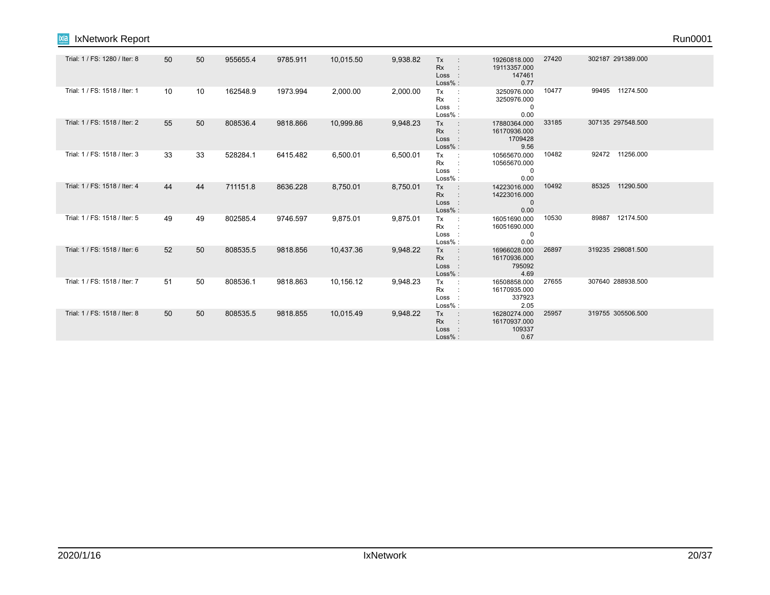| | | | | | | | | | | | |
|---|---|---|---|---|---|---|---|---|---|---|---|
| Trial: 1 / FS: 1280 / Iter: 8 | 50 | 50 | 955655.4 | 9785.911 | 10,015.50 | 9,938.82 | Tx :<br>Rx :<br>Loss :<br>Loss% : | 19260818.000<br>19113357.000<br>147461<br>0.77 | 27420 | 302187 | 291389.000 |
| Trial: 1 / FS: 1518 / Iter: 1 | 10 | 10 | 162548.9 | 1973.994 | 2,000.00 | 2,000.00 | Tx :<br>Rx :<br>Loss :<br>Loss% : | 3250976.000<br>3250976.000<br>0<br>0.00 | 10477 | 99495 | 11274.500 |
| Trial: 1 / FS: 1518 / Iter: 2 | 55 | 50 | 808536.4 | 9818.866 | 10,999.86 | 9,948.23 | Tx :<br>Rx :<br>Loss :<br>Loss% : | 17880364.000<br>16170936.000<br>1709428<br>9.56 | 33185 | 307135 | 297548.500 |
| Trial: 1 / FS: 1518 / Iter: 3 | 33 | 33 | 528284.1 | 6415.482 | 6,500.01 | 6,500.01 | Tx :<br>Rx :<br>Loss :<br>Loss% : | 10565670.000<br>10565670.000<br>0<br>0.00 | 10482 | 92472 | 11256.000 |
| Trial: 1 / FS: 1518 / Iter: 4 | 44 | 44 | 711151.8 | 8636.228 | 8,750.01 | 8,750.01 | Tx :<br>Rx :<br>Loss :<br>Loss% : | 14223016.000<br>14223016.000<br>0<br>0.00 | 10492 | 85325 | 11290.500 |
| Trial: 1 / FS: 1518 / Iter: 5 | 49 | 49 | 802585.4 | 9746.597 | 9,875.01 | 9,875.01 | Tx :<br>Rx :<br>Loss :<br>Loss% : | 16051690.000<br>16051690.000<br>0<br>0.00 | 10530 | 89887 | 12174.500 |
| Trial: 1 / FS: 1518 / Iter: 6 | 52 | 50 | 808535.5 | 9818.856 | 10,437.36 | 9,948.22 | Tx :<br>Rx :<br>Loss :<br>Loss% : | 16966028.000<br>16170936.000<br>795092<br>4.69 | 26897 | 319235 | 298081.500 |
| Trial: 1 / FS: 1518 / Iter: 7 | 51 | 50 | 808536.1 | 9818.863 | 10,156.12 | 9,948.23 | Tx :<br>Rx :<br>Loss :<br>Loss% : | 16508858.000<br>16170935.000<br>337923<br>2.05 | 27655 | 307640 | 288938.500 |
| Trial: 1 / FS: 1518 / Iter: 8 | 50 | 50 | 808535.5 | 9818.855 | 10,015.49 | 9,948.22 | Tx :<br>Rx :<br>Loss :<br>Loss% : | 16280274.000<br>16170937.000<br>109337<br>0.67 | 25957 | 319755 | 305506.500 |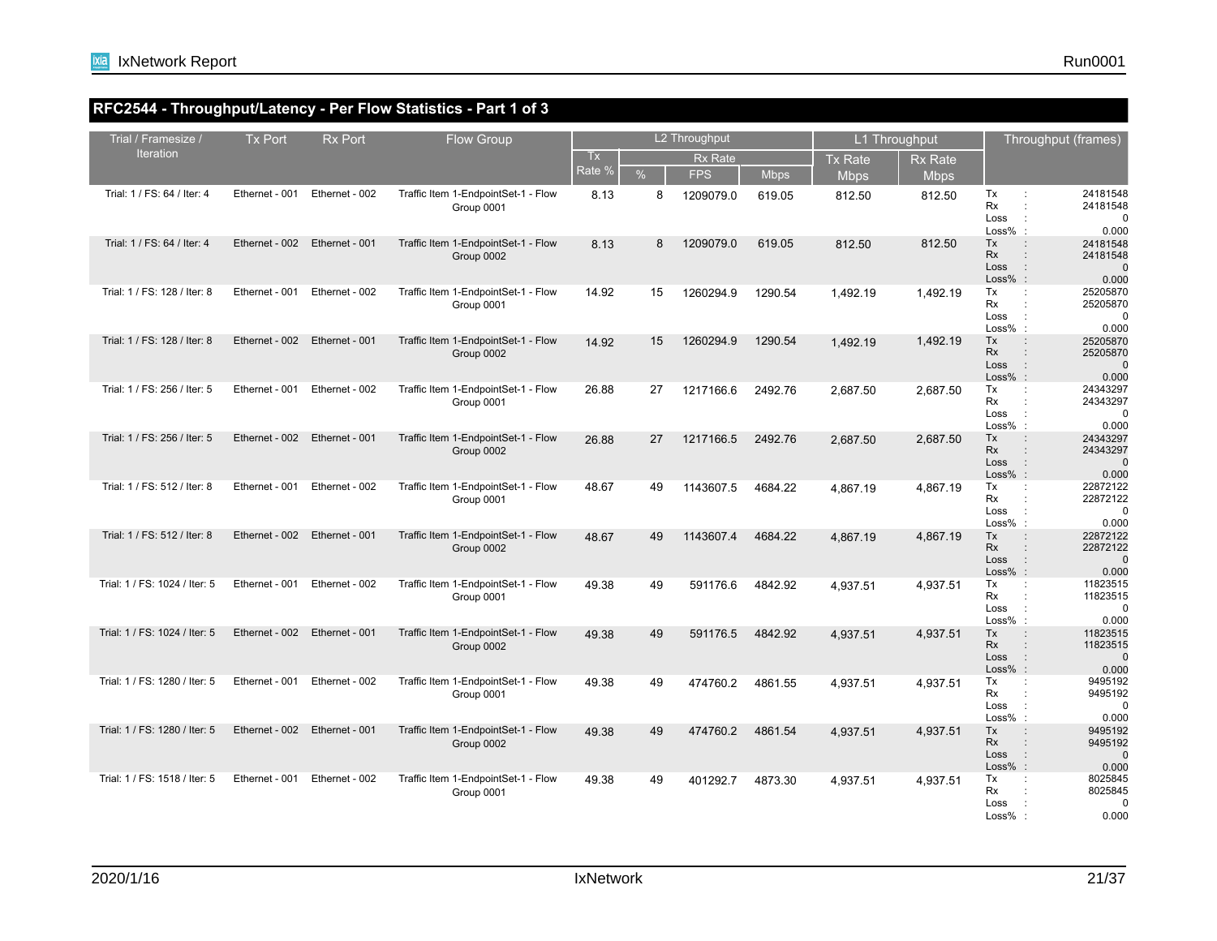## RFC2544 - Throughput/Latency - Per Flow Statistics - Part 1 of 3

| Trial / Framesize / Iteration | Tx Port | Rx Port | Flow Group | L2 Throughput | | | | L1 Throughput | | Throughput (frames) |
|---|---|---|---|---|---|---|---|---|---|---|
| | | | | Tx Rate % | Rx Rate | | | Tx Rate Mbps | Rx Rate Mbps | |
| | | | | | % | FPS | Mbps | | | |
| Trial: 1 / FS: 64 / Iter: 4 | Ethernet - 001 | Ethernet - 002 | Traffic Item 1-EndpointSet-1 - Flow Group 0001 | 8.13 | 8 | 1209079.0 | 619.05 | 812.50 | 812.50 | Tx : 24181548<br>Rx : 24181548<br>Loss : 0<br>Loss% : 0.000 |
| Trial: 1 / FS: 64 / Iter: 4 | Ethernet - 002 | Ethernet - 001 | Traffic Item 1-EndpointSet-1 - Flow Group 0002 | 8.13 | 8 | 1209079.0 | 619.05 | 812.50 | 812.50 | Tx : 24181548<br>Rx : 24181548<br>Loss : 0<br>Loss% : 0.000 |
| Trial: 1 / FS: 128 / Iter: 8 | Ethernet - 001 | Ethernet - 002 | Traffic Item 1-EndpointSet-1 - Flow Group 0001 | 14.92 | 15 | 1260294.9 | 1290.54 | 1,492.19 | 1,492.19 | Tx : 25205870<br>Rx : 25205870<br>Loss : 0<br>Loss% : 0.000 |
| Trial: 1 / FS: 128 / Iter: 8 | Ethernet - 002 | Ethernet - 001 | Traffic Item 1-EndpointSet-1 - Flow Group 0002 | 14.92 | 15 | 1260294.9 | 1290.54 | 1,492.19 | 1,492.19 | Tx : 25205870<br>Rx : 25205870<br>Loss : 0<br>Loss% : 0.000 |
| Trial: 1 / FS: 256 / Iter: 5 | Ethernet - 001 | Ethernet - 002 | Traffic Item 1-EndpointSet-1 - Flow Group 0001 | 26.88 | 27 | 1217166.6 | 2492.76 | 2,687.50 | 2,687.50 | Tx : 24343297<br>Rx : 24343297<br>Loss : 0<br>Loss% : 0.000 |
| Trial: 1 / FS: 256 / Iter: 5 | Ethernet - 002 | Ethernet - 001 | Traffic Item 1-EndpointSet-1 - Flow Group 0002 | 26.88 | 27 | 1217166.5 | 2492.76 | 2,687.50 | 2,687.50 | Tx : 24343297<br>Rx : 24343297<br>Loss : 0<br>Loss% : 0.000 |
| Trial: 1 / FS: 512 / Iter: 8 | Ethernet - 001 | Ethernet - 002 | Traffic Item 1-EndpointSet-1 - Flow Group 0001 | 48.67 | 49 | 1143607.5 | 4684.22 | 4,867.19 | 4,867.19 | Tx : 22872122<br>Rx : 22872122<br>Loss : 0<br>Loss% : 0.000 |
| Trial: 1 / FS: 512 / Iter: 8 | Ethernet - 002 | Ethernet - 001 | Traffic Item 1-EndpointSet-1 - Flow Group 0002 | 48.67 | 49 | 1143607.4 | 4684.22 | 4,867.19 | 4,867.19 | Tx : 22872122<br>Rx : 22872122<br>Loss : 0<br>Loss% : 0.000 |
| Trial: 1 / FS: 1024 / Iter: 5 | Ethernet - 001 | Ethernet - 002 | Traffic Item 1-EndpointSet-1 - Flow Group 0001 | 49.38 | 49 | 591176.6 | 4842.92 | 4,937.51 | 4,937.51 | Tx : 11823515<br>Rx : 11823515<br>Loss : 0<br>Loss% : 0.000 |
| Trial: 1 / FS: 1024 / Iter: 5 | Ethernet - 002 | Ethernet - 001 | Traffic Item 1-EndpointSet-1 - Flow Group 0002 | 49.38 | 49 | 591176.5 | 4842.92 | 4,937.51 | 4,937.51 | Tx : 11823515<br>Rx : 11823515<br>Loss : 0<br>Loss% : 0.000 |
| Trial: 1 / FS: 1280 / Iter: 5 | Ethernet - 001 | Ethernet - 002 | Traffic Item 1-EndpointSet-1 - Flow Group 0001 | 49.38 | 49 | 474760.2 | 4861.55 | 4,937.51 | 4,937.51 | Tx : 9495192<br>Rx : 9495192<br>Loss : 0<br>Loss% : 0.000 |
| Trial: 1 / FS: 1280 / Iter: 5 | Ethernet - 002 | Ethernet - 001 | Traffic Item 1-EndpointSet-1 - Flow Group 0002 | 49.38 | 49 | 474760.2 | 4861.54 | 4,937.51 | 4,937.51 | Tx : 9495192<br>Rx : 9495192<br>Loss : 0<br>Loss% : 0.000 |
| Trial: 1 / FS: 1518 / Iter: 5 | Ethernet - 001 | Ethernet - 002 | Traffic Item 1-EndpointSet-1 - Flow Group 0001 | 49.38 | 49 | 401292.7 | 4873.30 | 4,937.51 | 4,937.51 | Tx : 8025845<br>Rx : 8025845<br>Loss : 0<br>Loss% : 0.000 |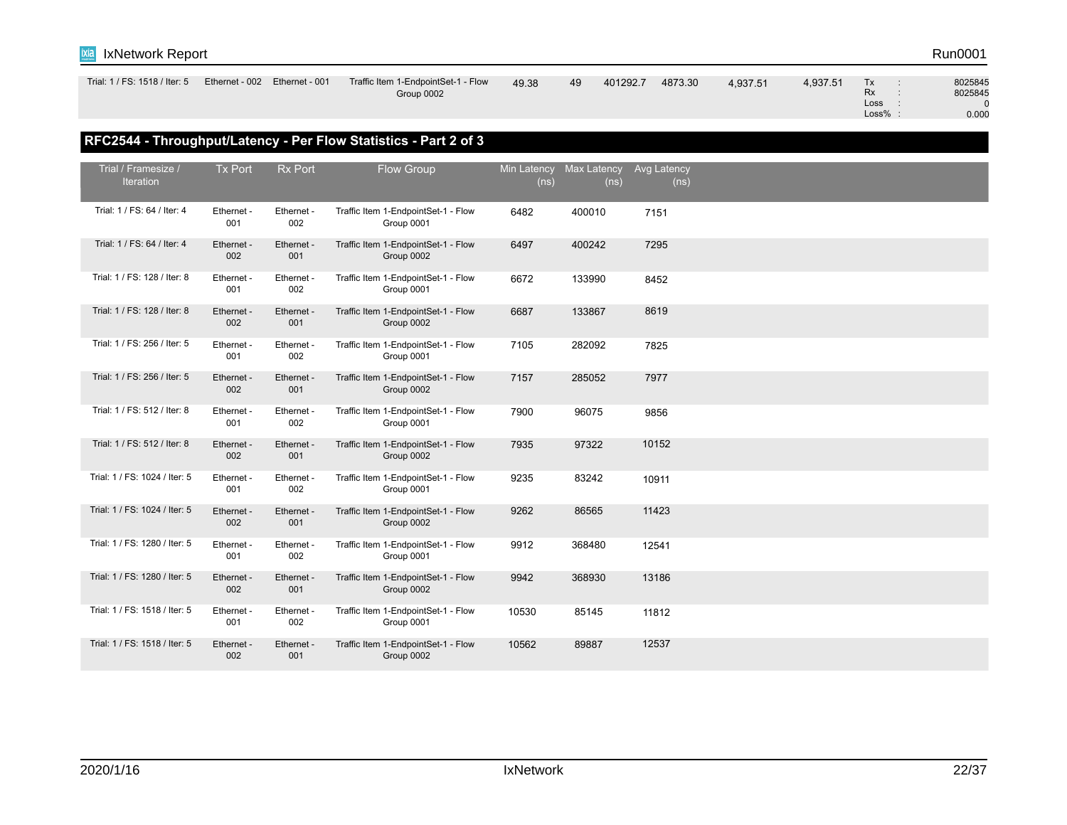| Trial: 1 / FS: 1518 / Iter: 5 | Ethernet - 002 | Ethernet - 001 | Traffic Item 1-EndpointSet-1 - Flow Group 0002 | 49.38 | 49 | 401292.7 | 4873.30 | 4,937.51 | 4,937.51 | Tx : 8025845<br>Rx : 8025845<br>Loss : 0<br>Loss% : 0.000 |
|---|---|---|---|---|---|---|---|---|---|---|

## RFC2544 - Throughput/Latency - Per Flow Statistics - Part 2 of 3

| Trial / Framesize / Iteration | Tx Port | Rx Port | Flow Group | Min Latency (ns) | Max Latency (ns) | Avg Latency (ns) |
|---|---|---|---|---|---|---|
| Trial: 1 / FS: 64 / Iter: 4 | Ethernet - 001 | Ethernet - 002 | Traffic Item 1-EndpointSet-1 - Flow Group 0001 | 6482 | 400010 | 7151 |
| Trial: 1 / FS: 64 / Iter: 4 | Ethernet - 002 | Ethernet - 001 | Traffic Item 1-EndpointSet-1 - Flow Group 0002 | 6497 | 400242 | 7295 |
| Trial: 1 / FS: 128 / Iter: 8 | Ethernet - 001 | Ethernet - 002 | Traffic Item 1-EndpointSet-1 - Flow Group 0001 | 6672 | 133990 | 8452 |
| Trial: 1 / FS: 128 / Iter: 8 | Ethernet - 002 | Ethernet - 001 | Traffic Item 1-EndpointSet-1 - Flow Group 0002 | 6687 | 133867 | 8619 |
| Trial: 1 / FS: 256 / Iter: 5 | Ethernet - 001 | Ethernet - 002 | Traffic Item 1-EndpointSet-1 - Flow Group 0001 | 7105 | 282092 | 7825 |
| Trial: 1 / FS: 256 / Iter: 5 | Ethernet - 002 | Ethernet - 001 | Traffic Item 1-EndpointSet-1 - Flow Group 0002 | 7157 | 285052 | 7977 |
| Trial: 1 / FS: 512 / Iter: 8 | Ethernet - 001 | Ethernet - 002 | Traffic Item 1-EndpointSet-1 - Flow Group 0001 | 7900 | 96075 | 9856 |
| Trial: 1 / FS: 512 / Iter: 8 | Ethernet - 002 | Ethernet - 001 | Traffic Item 1-EndpointSet-1 - Flow Group 0002 | 7935 | 97322 | 10152 |
| Trial: 1 / FS: 1024 / Iter: 5 | Ethernet - 001 | Ethernet - 002 | Traffic Item 1-EndpointSet-1 - Flow Group 0001 | 9235 | 83242 | 10911 |
| Trial: 1 / FS: 1024 / Iter: 5 | Ethernet - 002 | Ethernet - 001 | Traffic Item 1-EndpointSet-1 - Flow Group 0002 | 9262 | 86565 | 11423 |
| Trial: 1 / FS: 1280 / Iter: 5 | Ethernet - 001 | Ethernet - 002 | Traffic Item 1-EndpointSet-1 - Flow Group 0001 | 9912 | 368480 | 12541 |
| Trial: 1 / FS: 1280 / Iter: 5 | Ethernet - 002 | Ethernet - 001 | Traffic Item 1-EndpointSet-1 - Flow Group 0002 | 9942 | 368930 | 13186 |
| Trial: 1 / FS: 1518 / Iter: 5 | Ethernet - 001 | Ethernet - 002 | Traffic Item 1-EndpointSet-1 - Flow Group 0001 | 10530 | 85145 | 11812 |
| Trial: 1 / FS: 1518 / Iter: 5 | Ethernet - 002 | Ethernet - 001 | Traffic Item 1-EndpointSet-1 - Flow Group 0002 | 10562 | 89887 | 12537 |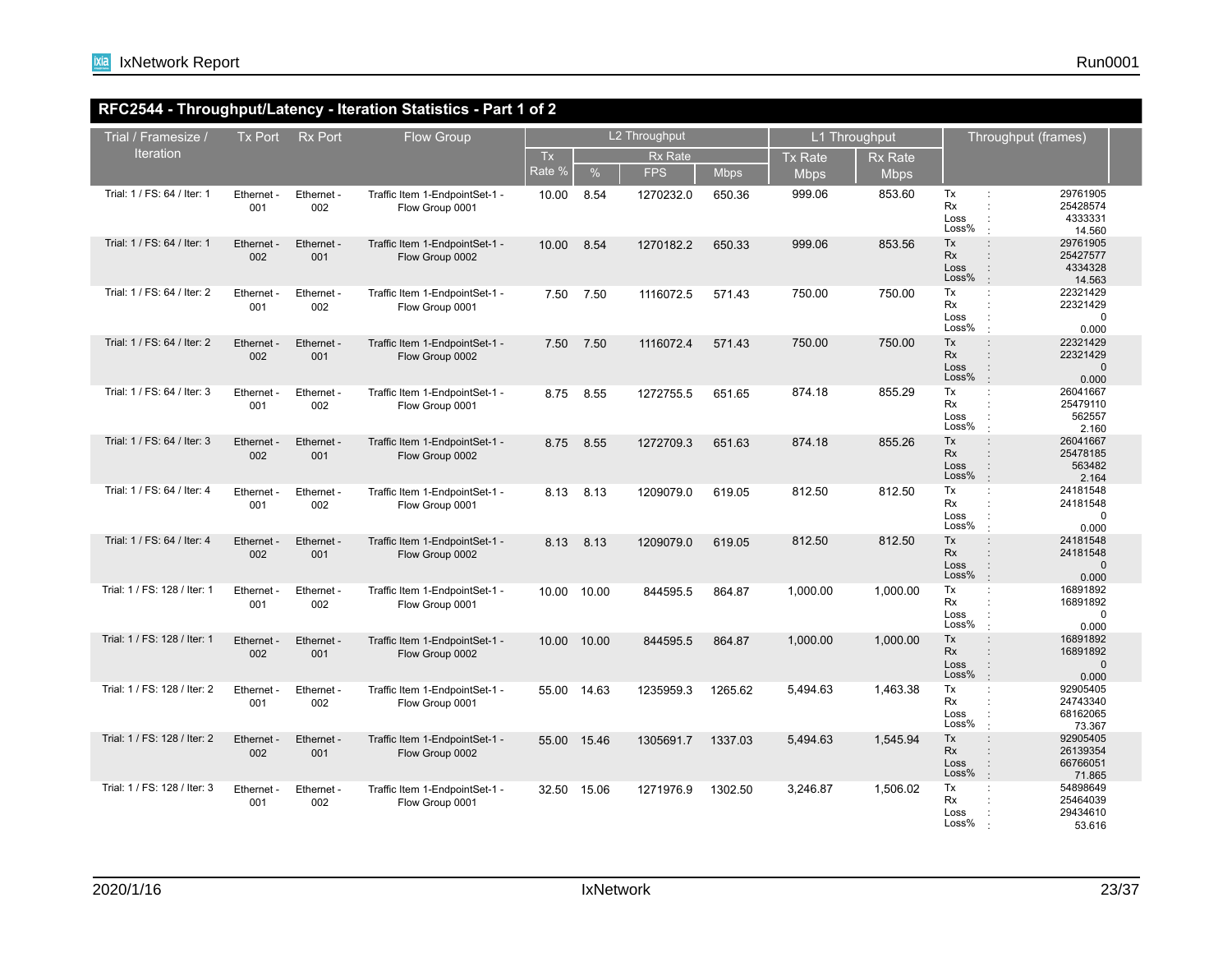## RFC2544 - Throughput/Latency - Iteration Statistics - Part 1 of 2

| Trial / Framesize / Iteration | Tx Port | Rx Port | Flow Group | L2 Throughput | | | | L1 Throughput | | Throughput (frames) |
|---|---|---|---|---|---|---|---|---|---|---|
| | | | | Tx Rate % | Rx Rate % | Rx Rate FPS | Rx Rate Mbps | Tx Rate Mbps | Rx Rate Mbps | |
| Trial: 1 / FS: 64 / Iter: 1 | Ethernet - 001 | Ethernet - 002 | Traffic Item 1-EndpointSet-1 - Flow Group 0001 | 10.00 | 8.54 | 1270232.0 | 650.36 | 999.06 | 853.60 | Tx : 29761905<br>Rx : 25428574<br>Loss : 4333331<br>Loss% : 14.560 |
| Trial: 1 / FS: 64 / Iter: 1 | Ethernet - 002 | Ethernet - 001 | Traffic Item 1-EndpointSet-1 - Flow Group 0002 | 10.00 | 8.54 | 1270182.2 | 650.33 | 999.06 | 853.56 | Tx : 29761905<br>Rx : 25427577<br>Loss : 4334328<br>Loss% : 14.563 |
| Trial: 1 / FS: 64 / Iter: 2 | Ethernet - 001 | Ethernet - 002 | Traffic Item 1-EndpointSet-1 - Flow Group 0001 | 7.50 | 7.50 | 1116072.5 | 571.43 | 750.00 | 750.00 | Tx : 22321429<br>Rx : 22321429<br>Loss : 0<br>Loss% : 0.000 |
| Trial: 1 / FS: 64 / Iter: 2 | Ethernet - 002 | Ethernet - 001 | Traffic Item 1-EndpointSet-1 - Flow Group 0002 | 7.50 | 7.50 | 1116072.4 | 571.43 | 750.00 | 750.00 | Tx : 22321429<br>Rx : 22321429<br>Loss : 0<br>Loss% : 0.000 |
| Trial: 1 / FS: 64 / Iter: 3 | Ethernet - 001 | Ethernet - 002 | Traffic Item 1-EndpointSet-1 - Flow Group 0001 | 8.75 | 8.55 | 1272755.5 | 651.65 | 874.18 | 855.29 | Tx : 26041667<br>Rx : 25479110<br>Loss : 562557<br>Loss% : 2.160 |
| Trial: 1 / FS: 64 / Iter: 3 | Ethernet - 002 | Ethernet - 001 | Traffic Item 1-EndpointSet-1 - Flow Group 0002 | 8.75 | 8.55 | 1272709.3 | 651.63 | 874.18 | 855.26 | Tx : 26041667<br>Rx : 25478185<br>Loss : 563482<br>Loss% : 2.164 |
| Trial: 1 / FS: 64 / Iter: 4 | Ethernet - 001 | Ethernet - 002 | Traffic Item 1-EndpointSet-1 - Flow Group 0001 | 8.13 | 8.13 | 1209079.0 | 619.05 | 812.50 | 812.50 | Tx : 24181548<br>Rx : 24181548<br>Loss : 0<br>Loss% : 0.000 |
| Trial: 1 / FS: 64 / Iter: 4 | Ethernet - 002 | Ethernet - 001 | Traffic Item 1-EndpointSet-1 - Flow Group 0002 | 8.13 | 8.13 | 1209079.0 | 619.05 | 812.50 | 812.50 | Tx : 24181548<br>Rx : 24181548<br>Loss : 0<br>Loss% : 0.000 |
| Trial: 1 / FS: 128 / Iter: 1 | Ethernet - 001 | Ethernet - 002 | Traffic Item 1-EndpointSet-1 - Flow Group 0001 | 10.00 | 10.00 | 844595.5 | 864.87 | 1,000.00 | 1,000.00 | Tx : 16891892<br>Rx : 16891892<br>Loss : 0<br>Loss% : 0.000 |
| Trial: 1 / FS: 128 / Iter: 1 | Ethernet - 002 | Ethernet - 001 | Traffic Item 1-EndpointSet-1 - Flow Group 0002 | 10.00 | 10.00 | 844595.5 | 864.87 | 1,000.00 | 1,000.00 | Tx : 16891892<br>Rx : 16891892<br>Loss : 0<br>Loss% : 0.000 |
| Trial: 1 / FS: 128 / Iter: 2 | Ethernet - 001 | Ethernet - 002 | Traffic Item 1-EndpointSet-1 - Flow Group 0001 | 55.00 | 14.63 | 1235959.3 | 1265.62 | 5,494.63 | 1,463.38 | Tx : 92905405<br>Rx : 24743340<br>Loss : 68162065<br>Loss% : 73.367 |
| Trial: 1 / FS: 128 / Iter: 2 | Ethernet - 002 | Ethernet - 001 | Traffic Item 1-EndpointSet-1 - Flow Group 0002 | 55.00 | 15.46 | 1305691.7 | 1337.03 | 5,494.63 | 1,545.94 | Tx : 92905405<br>Rx : 26139354<br>Loss : 66766051<br>Loss% : 71.865 |
| Trial: 1 / FS: 128 / Iter: 3 | Ethernet - 001 | Ethernet - 002 | Traffic Item 1-EndpointSet-1 - Flow Group 0001 | 32.50 | 15.06 | 1271976.9 | 1302.50 | 3,246.87 | 1,506.02 | Tx : 54898649<br>Rx : 25464039<br>Loss : 29434610<br>Loss% : 53.616 |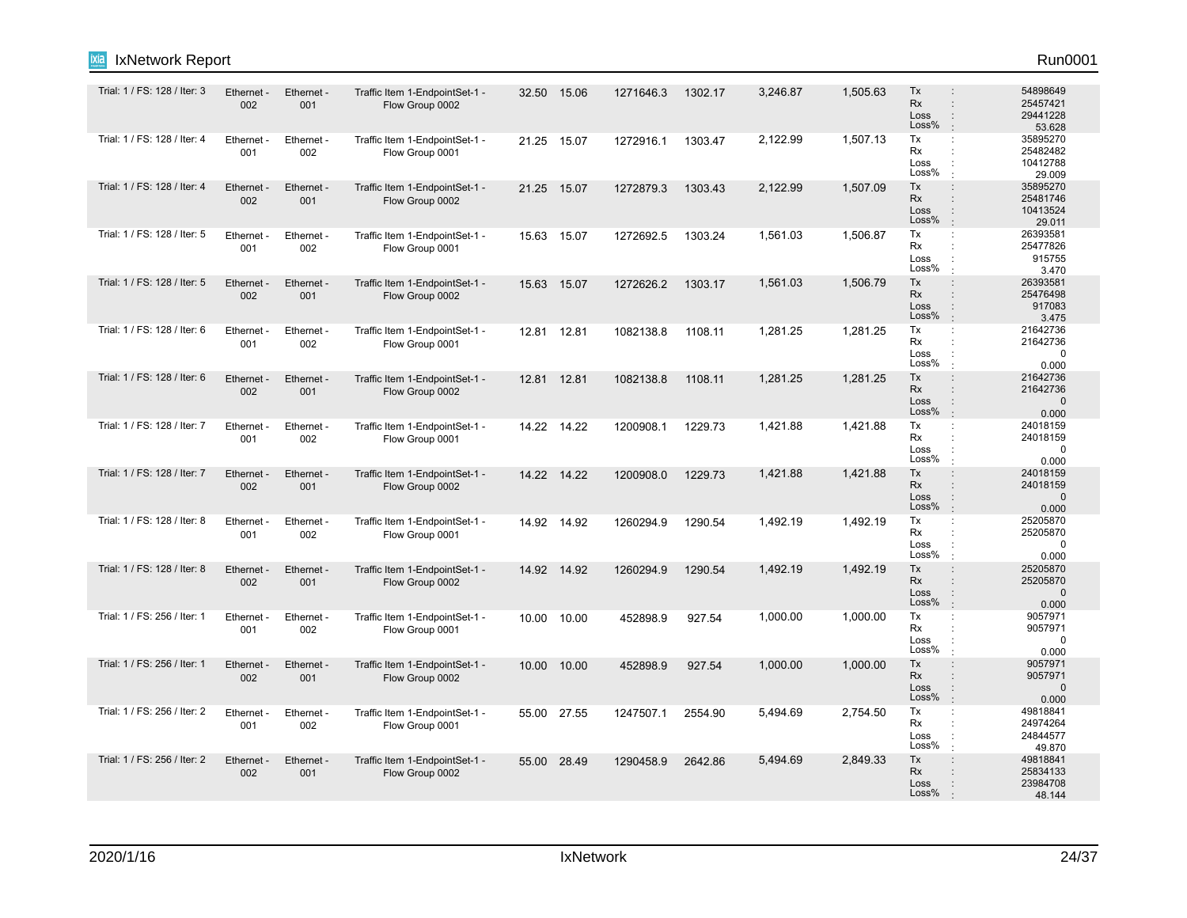| | | | | | | | | | | |
|---|---|---|---|---|---|---|---|---|---|---|
| Trial: 1 / FS: 128 / Iter: 3 | Ethernet - 002 | Ethernet - 001 | Traffic Item 1-EndpointSet-1 - Flow Group 0002 | 32.50 | 15.06 | 1271646.3 | 1302.17 | 3,246.87 | 1,505.63 | Tx : 54898649<br>Rx : 25457421<br>Loss : 29441228<br>Loss% : 53.628 |
| Trial: 1 / FS: 128 / Iter: 4 | Ethernet - 001 | Ethernet - 002 | Traffic Item 1-EndpointSet-1 - Flow Group 0001 | 21.25 | 15.07 | 1272916.1 | 1303.47 | 2,122.99 | 1,507.13 | Tx : 35895270<br>Rx : 25482482<br>Loss : 10412788<br>Loss% : 29.009 |
| Trial: 1 / FS: 128 / Iter: 4 | Ethernet - 002 | Ethernet - 001 | Traffic Item 1-EndpointSet-1 - Flow Group 0002 | 21.25 | 15.07 | 1272879.3 | 1303.43 | 2,122.99 | 1,507.09 | Tx : 35895270<br>Rx : 25481746<br>Loss : 10413524<br>Loss% : 29.011 |
| Trial: 1 / FS: 128 / Iter: 5 | Ethernet - 001 | Ethernet - 002 | Traffic Item 1-EndpointSet-1 - Flow Group 0001 | 15.63 | 15.07 | 1272692.5 | 1303.24 | 1,561.03 | 1,506.87 | Tx : 26393581<br>Rx : 25477826<br>Loss : 915755<br>Loss% : 3.470 |
| Trial: 1 / FS: 128 / Iter: 5 | Ethernet - 002 | Ethernet - 001 | Traffic Item 1-EndpointSet-1 - Flow Group 0002 | 15.63 | 15.07 | 1272626.2 | 1303.17 | 1,561.03 | 1,506.79 | Tx : 26393581<br>Rx : 25476498<br>Loss : 917083<br>Loss% : 3.475 |
| Trial: 1 / FS: 128 / Iter: 6 | Ethernet - 001 | Ethernet - 002 | Traffic Item 1-EndpointSet-1 - Flow Group 0001 | 12.81 | 12.81 | 1082138.8 | 1108.11 | 1,281.25 | 1,281.25 | Tx : 21642736<br>Rx : 21642736<br>Loss : 0<br>Loss% : 0.000 |
| Trial: 1 / FS: 128 / Iter: 6 | Ethernet - 002 | Ethernet - 001 | Traffic Item 1-EndpointSet-1 - Flow Group 0002 | 12.81 | 12.81 | 1082138.8 | 1108.11 | 1,281.25 | 1,281.25 | Tx : 21642736<br>Rx : 21642736<br>Loss : 0<br>Loss% : 0.000 |
| Trial: 1 / FS: 128 / Iter: 7 | Ethernet - 001 | Ethernet - 002 | Traffic Item 1-EndpointSet-1 - Flow Group 0001 | 14.22 | 14.22 | 1200908.1 | 1229.73 | 1,421.88 | 1,421.88 | Tx : 24018159<br>Rx : 24018159<br>Loss : 0<br>Loss% : 0.000 |
| Trial: 1 / FS: 128 / Iter: 7 | Ethernet - 002 | Ethernet - 001 | Traffic Item 1-EndpointSet-1 - Flow Group 0002 | 14.22 | 14.22 | 1200908.0 | 1229.73 | 1,421.88 | 1,421.88 | Tx : 24018159<br>Rx : 24018159<br>Loss : 0<br>Loss% : 0.000 |
| Trial: 1 / FS: 128 / Iter: 8 | Ethernet - 001 | Ethernet - 002 | Traffic Item 1-EndpointSet-1 - Flow Group 0001 | 14.92 | 14.92 | 1260294.9 | 1290.54 | 1,492.19 | 1,492.19 | Tx : 25205870<br>Rx : 25205870<br>Loss : 0<br>Loss% : 0.000 |
| Trial: 1 / FS: 128 / Iter: 8 | Ethernet - 002 | Ethernet - 001 | Traffic Item 1-EndpointSet-1 - Flow Group 0002 | 14.92 | 14.92 | 1260294.9 | 1290.54 | 1,492.19 | 1,492.19 | Tx : 25205870<br>Rx : 25205870<br>Loss : 0<br>Loss% : 0.000 |
| Trial: 1 / FS: 256 / Iter: 1 | Ethernet - 001 | Ethernet - 002 | Traffic Item 1-EndpointSet-1 - Flow Group 0001 | 10.00 | 10.00 | 452898.9 | 927.54 | 1,000.00 | 1,000.00 | Tx : 9057971<br>Rx : 9057971<br>Loss : 0<br>Loss% : 0.000 |
| Trial: 1 / FS: 256 / Iter: 1 | Ethernet - 002 | Ethernet - 001 | Traffic Item 1-EndpointSet-1 - Flow Group 0002 | 10.00 | 10.00 | 452898.9 | 927.54 | 1,000.00 | 1,000.00 | Tx : 9057971<br>Rx : 9057971<br>Loss : 0<br>Loss% : 0.000 |
| Trial: 1 / FS: 256 / Iter: 2 | Ethernet - 001 | Ethernet - 002 | Traffic Item 1-EndpointSet-1 - Flow Group 0001 | 55.00 | 27.55 | 1247507.1 | 2554.90 | 5,494.69 | 2,754.50 | Tx : 49818841<br>Rx : 24974264<br>Loss : 24844577<br>Loss% : 49.870 |
| Trial: 1 / FS: 256 / Iter: 2 | Ethernet - 002 | Ethernet - 001 | Traffic Item 1-EndpointSet-1 - Flow Group 0002 | 55.00 | 28.49 | 1290458.9 | 2642.86 | 5,494.69 | 2,849.33 | Tx : 49818841<br>Rx : 25834133<br>Loss : 23984708<br>Loss% : 48.144 |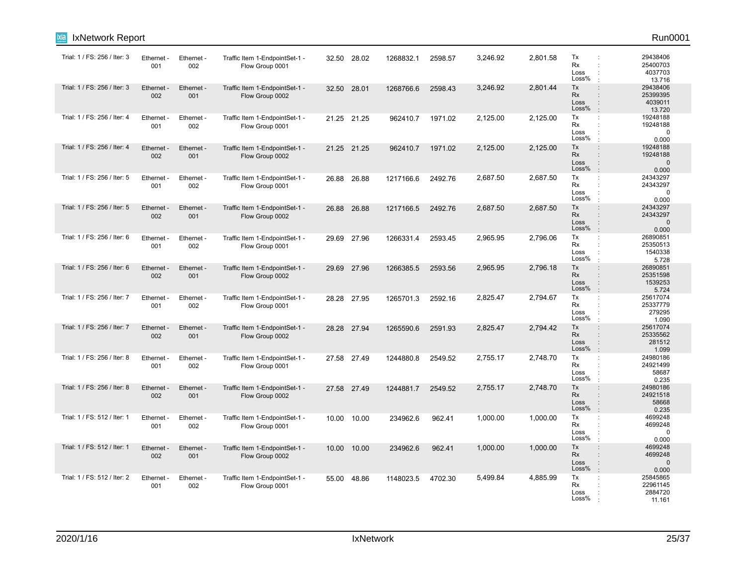| | | | | | | | | | | |
|---|---|---|---|---|---|---|---|---|---|---|
| Trial: 1 / FS: 256 / Iter: 3 | Ethernet - 001 | Ethernet - 002 | Traffic Item 1-EndpointSet-1 - Flow Group 0001 | 32.50 | 28.02 | 1268832.1 | 2598.57 | 3,246.92 | 2,801.58 | Tx : 29438406<br>Rx : 25400703<br>Loss : 4037703<br>Loss% : 13.716 |
| Trial: 1 / FS: 256 / Iter: 3 | Ethernet - 002 | Ethernet - 001 | Traffic Item 1-EndpointSet-1 - Flow Group 0002 | 32.50 | 28.01 | 1268766.6 | 2598.43 | 3,246.92 | 2,801.44 | Tx : 29438406<br>Rx : 25399395<br>Loss : 4039011<br>Loss% : 13.720 |
| Trial: 1 / FS: 256 / Iter: 4 | Ethernet - 001 | Ethernet - 002 | Traffic Item 1-EndpointSet-1 - Flow Group 0001 | 21.25 | 21.25 | 962410.7 | 1971.02 | 2,125.00 | 2,125.00 | Tx : 19248188<br>Rx : 19248188<br>Loss : 0<br>Loss% : 0.000 |
| Trial: 1 / FS: 256 / Iter: 4 | Ethernet - 002 | Ethernet - 001 | Traffic Item 1-EndpointSet-1 - Flow Group 0002 | 21.25 | 21.25 | 962410.7 | 1971.02 | 2,125.00 | 2,125.00 | Tx : 19248188<br>Rx : 19248188<br>Loss : 0<br>Loss% : 0.000 |
| Trial: 1 / FS: 256 / Iter: 5 | Ethernet - 001 | Ethernet - 002 | Traffic Item 1-EndpointSet-1 - Flow Group 0001 | 26.88 | 26.88 | 1217166.6 | 2492.76 | 2,687.50 | 2,687.50 | Tx : 24343297<br>Rx : 24343297<br>Loss : 0<br>Loss% : 0.000 |
| Trial: 1 / FS: 256 / Iter: 5 | Ethernet - 002 | Ethernet - 001 | Traffic Item 1-EndpointSet-1 - Flow Group 0002 | 26.88 | 26.88 | 1217166.5 | 2492.76 | 2,687.50 | 2,687.50 | Tx : 24343297<br>Rx : 24343297<br>Loss : 0<br>Loss% : 0.000 |
| Trial: 1 / FS: 256 / Iter: 6 | Ethernet - 001 | Ethernet - 002 | Traffic Item 1-EndpointSet-1 - Flow Group 0001 | 29.69 | 27.96 | 1266331.4 | 2593.45 | 2,965.95 | 2,796.06 | Tx : 26890851<br>Rx : 25350513<br>Loss : 1540338<br>Loss% : 5.728 |
| Trial: 1 / FS: 256 / Iter: 6 | Ethernet - 002 | Ethernet - 001 | Traffic Item 1-EndpointSet-1 - Flow Group 0002 | 29.69 | 27.96 | 1266385.5 | 2593.56 | 2,965.95 | 2,796.18 | Tx : 26890851<br>Rx : 25351598<br>Loss : 1539253<br>Loss% : 5.724 |
| Trial: 1 / FS: 256 / Iter: 7 | Ethernet - 001 | Ethernet - 002 | Traffic Item 1-EndpointSet-1 - Flow Group 0001 | 28.28 | 27.95 | 1265701.3 | 2592.16 | 2,825.47 | 2,794.67 | Tx : 25617074<br>Rx : 25337779<br>Loss : 279295<br>Loss% : 1.090 |
| Trial: 1 / FS: 256 / Iter: 7 | Ethernet - 002 | Ethernet - 001 | Traffic Item 1-EndpointSet-1 - Flow Group 0002 | 28.28 | 27.94 | 1265590.6 | 2591.93 | 2,825.47 | 2,794.42 | Tx : 25617074<br>Rx : 25335562<br>Loss : 281512<br>Loss% : 1.099 |
| Trial: 1 / FS: 256 / Iter: 8 | Ethernet - 001 | Ethernet - 002 | Traffic Item 1-EndpointSet-1 - Flow Group 0001 | 27.58 | 27.49 | 1244880.8 | 2549.52 | 2,755.17 | 2,748.70 | Tx : 24980186<br>Rx : 24921499<br>Loss : 58687<br>Loss% : 0.235 |
| Trial: 1 / FS: 256 / Iter: 8 | Ethernet - 002 | Ethernet - 001 | Traffic Item 1-EndpointSet-1 - Flow Group 0002 | 27.58 | 27.49 | 1244881.7 | 2549.52 | 2,755.17 | 2,748.70 | Tx : 24980186<br>Rx : 24921518<br>Loss : 58668<br>Loss% : 0.235 |
| Trial: 1 / FS: 512 / Iter: 1 | Ethernet - 001 | Ethernet - 002 | Traffic Item 1-EndpointSet-1 - Flow Group 0001 | 10.00 | 10.00 | 234962.6 | 962.41 | 1,000.00 | 1,000.00 | Tx : 4699248<br>Rx : 4699248<br>Loss : 0<br>Loss% : 0.000 |
| Trial: 1 / FS: 512 / Iter: 1 | Ethernet - 002 | Ethernet - 001 | Traffic Item 1-EndpointSet-1 - Flow Group 0002 | 10.00 | 10.00 | 234962.6 | 962.41 | 1,000.00 | 1,000.00 | Tx : 4699248<br>Rx : 4699248<br>Loss : 0<br>Loss% : 0.000 |
| Trial: 1 / FS: 512 / Iter: 2 | Ethernet - 001 | Ethernet - 002 | Traffic Item 1-EndpointSet-1 - Flow Group 0001 | 55.00 | 48.86 | 1148023.5 | 4702.30 | 5,499.84 | 4,885.99 | Tx : 25845865<br>Rx : 22961145<br>Loss : 2884720<br>Loss% : 11.161 |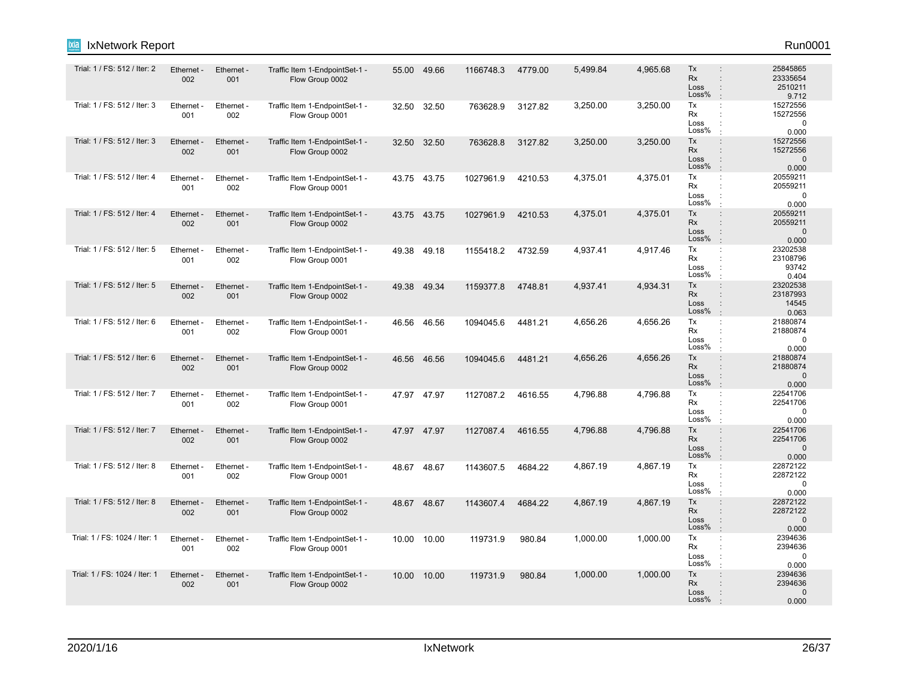| | | | | | | | | | | |
|---|---|---|---|---|---|---|---|---|---|---|
| Trial: 1 / FS: 512 / Iter: 2 | Ethernet - 002 | Ethernet - 001 | Traffic Item 1-EndpointSet-1 - Flow Group 0002 | 55.00 | 49.66 | 1166748.3 | 4779.00 | 5,499.84 | 4,965.68 | Tx : 25845865<br>Rx : 23335654<br>Loss : 2510211<br>Loss% : 9.712 |
| Trial: 1 / FS: 512 / Iter: 3 | Ethernet - 001 | Ethernet - 002 | Traffic Item 1-EndpointSet-1 - Flow Group 0001 | 32.50 | 32.50 | 763628.9 | 3127.82 | 3,250.00 | 3,250.00 | Tx : 15272556<br>Rx : 15272556<br>Loss : 0<br>Loss% : 0.000 |
| Trial: 1 / FS: 512 / Iter: 3 | Ethernet - 002 | Ethernet - 001 | Traffic Item 1-EndpointSet-1 - Flow Group 0002 | 32.50 | 32.50 | 763628.8 | 3127.82 | 3,250.00 | 3,250.00 | Tx : 15272556<br>Rx : 15272556<br>Loss : 0<br>Loss% : 0.000 |
| Trial: 1 / FS: 512 / Iter: 4 | Ethernet - 001 | Ethernet - 002 | Traffic Item 1-EndpointSet-1 - Flow Group 0001 | 43.75 | 43.75 | 1027961.9 | 4210.53 | 4,375.01 | 4,375.01 | Tx : 20559211<br>Rx : 20559211<br>Loss : 0<br>Loss% : 0.000 |
| Trial: 1 / FS: 512 / Iter: 4 | Ethernet - 002 | Ethernet - 001 | Traffic Item 1-EndpointSet-1 - Flow Group 0002 | 43.75 | 43.75 | 1027961.9 | 4210.53 | 4,375.01 | 4,375.01 | Tx : 20559211<br>Rx : 20559211<br>Loss : 0<br>Loss% : 0.000 |
| Trial: 1 / FS: 512 / Iter: 5 | Ethernet - 001 | Ethernet - 002 | Traffic Item 1-EndpointSet-1 - Flow Group 0001 | 49.38 | 49.18 | 1155418.2 | 4732.59 | 4,937.41 | 4,917.46 | Tx : 23202538<br>Rx : 23108796<br>Loss : 93742<br>Loss% : 0.404 |
| Trial: 1 / FS: 512 / Iter: 5 | Ethernet - 002 | Ethernet - 001 | Traffic Item 1-EndpointSet-1 - Flow Group 0002 | 49.38 | 49.34 | 1159377.8 | 4748.81 | 4,937.41 | 4,934.31 | Tx : 23202538<br>Rx : 23187993<br>Loss : 14545<br>Loss% : 0.063 |
| Trial: 1 / FS: 512 / Iter: 6 | Ethernet - 001 | Ethernet - 002 | Traffic Item 1-EndpointSet-1 - Flow Group 0001 | 46.56 | 46.56 | 1094045.6 | 4481.21 | 4,656.26 | 4,656.26 | Tx : 21880874<br>Rx : 21880874<br>Loss : 0<br>Loss% : 0.000 |
| Trial: 1 / FS: 512 / Iter: 6 | Ethernet - 002 | Ethernet - 001 | Traffic Item 1-EndpointSet-1 - Flow Group 0002 | 46.56 | 46.56 | 1094045.6 | 4481.21 | 4,656.26 | 4,656.26 | Tx : 21880874<br>Rx : 21880874<br>Loss : 0<br>Loss% : 0.000 |
| Trial: 1 / FS: 512 / Iter: 7 | Ethernet - 001 | Ethernet - 002 | Traffic Item 1-EndpointSet-1 - Flow Group 0001 | 47.97 | 47.97 | 1127087.2 | 4616.55 | 4,796.88 | 4,796.88 | Tx : 22541706<br>Rx : 22541706<br>Loss : 0<br>Loss% : 0.000 |
| Trial: 1 / FS: 512 / Iter: 7 | Ethernet - 002 | Ethernet - 001 | Traffic Item 1-EndpointSet-1 - Flow Group 0002 | 47.97 | 47.97 | 1127087.4 | 4616.55 | 4,796.88 | 4,796.88 | Tx : 22541706<br>Rx : 22541706<br>Loss : 0<br>Loss% : 0.000 |
| Trial: 1 / FS: 512 / Iter: 8 | Ethernet - 001 | Ethernet - 002 | Traffic Item 1-EndpointSet-1 - Flow Group 0001 | 48.67 | 48.67 | 1143607.5 | 4684.22 | 4,867.19 | 4,867.19 | Tx : 22872122<br>Rx : 22872122<br>Loss : 0<br>Loss% : 0.000 |
| Trial: 1 / FS: 512 / Iter: 8 | Ethernet - 002 | Ethernet - 001 | Traffic Item 1-EndpointSet-1 - Flow Group 0002 | 48.67 | 48.67 | 1143607.4 | 4684.22 | 4,867.19 | 4,867.19 | Tx : 22872122<br>Rx : 22872122<br>Loss : 0<br>Loss% : 0.000 |
| Trial: 1 / FS: 1024 / Iter: 1 | Ethernet - 001 | Ethernet - 002 | Traffic Item 1-EndpointSet-1 - Flow Group 0001 | 10.00 | 10.00 | 119731.9 | 980.84 | 1,000.00 | 1,000.00 | Tx : 2394636<br>Rx : 2394636<br>Loss : 0<br>Loss% : 0.000 |
| Trial: 1 / FS: 1024 / Iter: 1 | Ethernet - 002 | Ethernet - 001 | Traffic Item 1-EndpointSet-1 - Flow Group 0002 | 10.00 | 10.00 | 119731.9 | 980.84 | 1,000.00 | 1,000.00 | Tx : 2394636<br>Rx : 2394636<br>Loss : 0<br>Loss% : 0.000 |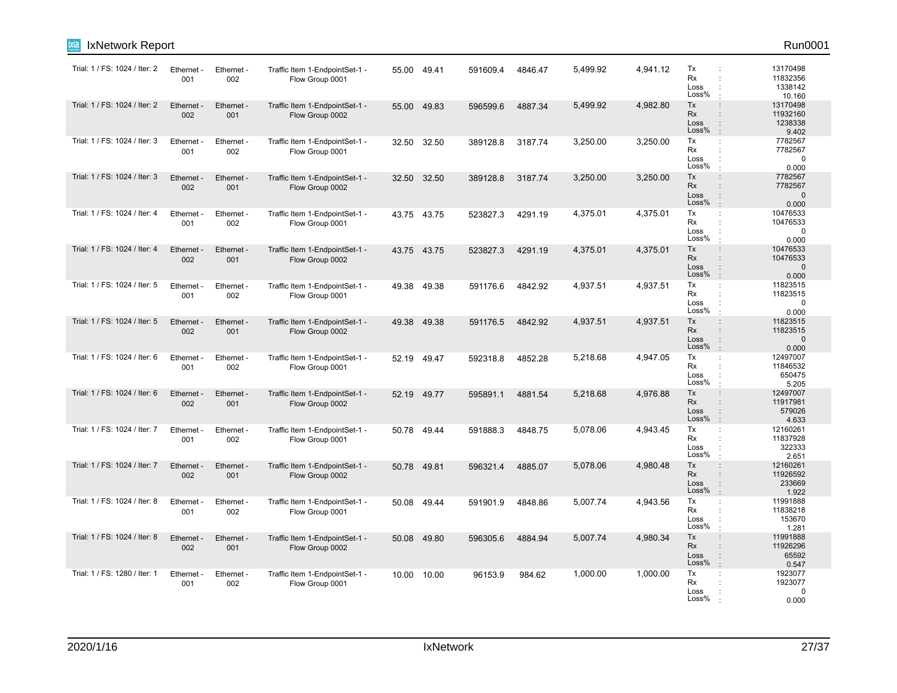| Trial | Tx Port | Rx Port | Traffic Item | | | | | | | Stats |
|---|---|---|---|---|---|---|---|---|---|---|
| Trial: 1 / FS: 1024 / Iter: 2 | Ethernet - 001 | Ethernet - 002 | Traffic Item 1-EndpointSet-1 - Flow Group 0001 | 55.00 | 49.41 | 591609.4 | 4846.47 | 5,499.92 | 4,941.12 | Tx : 13170498<br>Rx : 11832356<br>Loss : 1338142<br>Loss% : 10.160 |
| Trial: 1 / FS: 1024 / Iter: 2 | Ethernet - 002 | Ethernet - 001 | Traffic Item 1-EndpointSet-1 - Flow Group 0002 | 55.00 | 49.83 | 596599.6 | 4887.34 | 5,499.92 | 4,982.80 | Tx : 13170498<br>Rx : 11932160<br>Loss : 1238338<br>Loss% : 9.402 |
| Trial: 1 / FS: 1024 / Iter: 3 | Ethernet - 001 | Ethernet - 002 | Traffic Item 1-EndpointSet-1 - Flow Group 0001 | 32.50 | 32.50 | 389128.8 | 3187.74 | 3,250.00 | 3,250.00 | Tx : 7782567<br>Rx : 7782567<br>Loss : 0<br>Loss% : 0.000 |
| Trial: 1 / FS: 1024 / Iter: 3 | Ethernet - 002 | Ethernet - 001 | Traffic Item 1-EndpointSet-1 - Flow Group 0002 | 32.50 | 32.50 | 389128.8 | 3187.74 | 3,250.00 | 3,250.00 | Tx : 7782567<br>Rx : 7782567<br>Loss : 0<br>Loss% : 0.000 |
| Trial: 1 / FS: 1024 / Iter: 4 | Ethernet - 001 | Ethernet - 002 | Traffic Item 1-EndpointSet-1 - Flow Group 0001 | 43.75 | 43.75 | 523827.3 | 4291.19 | 4,375.01 | 4,375.01 | Tx : 10476533<br>Rx : 10476533<br>Loss : 0<br>Loss% : 0.000 |
| Trial: 1 / FS: 1024 / Iter: 4 | Ethernet - 002 | Ethernet - 001 | Traffic Item 1-EndpointSet-1 - Flow Group 0002 | 43.75 | 43.75 | 523827.3 | 4291.19 | 4,375.01 | 4,375.01 | Tx : 10476533<br>Rx : 10476533<br>Loss : 0<br>Loss% : 0.000 |
| Trial: 1 / FS: 1024 / Iter: 5 | Ethernet - 001 | Ethernet - 002 | Traffic Item 1-EndpointSet-1 - Flow Group 0001 | 49.38 | 49.38 | 591176.6 | 4842.92 | 4,937.51 | 4,937.51 | Tx : 11823515<br>Rx : 11823515<br>Loss : 0<br>Loss% : 0.000 |
| Trial: 1 / FS: 1024 / Iter: 5 | Ethernet - 002 | Ethernet - 001 | Traffic Item 1-EndpointSet-1 - Flow Group 0002 | 49.38 | 49.38 | 591176.5 | 4842.92 | 4,937.51 | 4,937.51 | Tx : 11823515<br>Rx : 11823515<br>Loss : 0<br>Loss% : 0.000 |
| Trial: 1 / FS: 1024 / Iter: 6 | Ethernet - 001 | Ethernet - 002 | Traffic Item 1-EndpointSet-1 - Flow Group 0001 | 52.19 | 49.47 | 592318.8 | 4852.28 | 5,218.68 | 4,947.05 | Tx : 12497007<br>Rx : 11846532<br>Loss : 650475<br>Loss% : 5.205 |
| Trial: 1 / FS: 1024 / Iter: 6 | Ethernet - 002 | Ethernet - 001 | Traffic Item 1-EndpointSet-1 - Flow Group 0002 | 52.19 | 49.77 | 595891.1 | 4881.54 | 5,218.68 | 4,976.88 | Tx : 12497007<br>Rx : 11917981<br>Loss : 579026<br>Loss% : 4.633 |
| Trial: 1 / FS: 1024 / Iter: 7 | Ethernet - 001 | Ethernet - 002 | Traffic Item 1-EndpointSet-1 - Flow Group 0001 | 50.78 | 49.44 | 591888.3 | 4848.75 | 5,078.06 | 4,943.45 | Tx : 12160261<br>Rx : 11837928<br>Loss : 322333<br>Loss% : 2.651 |
| Trial: 1 / FS: 1024 / Iter: 7 | Ethernet - 002 | Ethernet - 001 | Traffic Item 1-EndpointSet-1 - Flow Group 0002 | 50.78 | 49.81 | 596321.4 | 4885.07 | 5,078.06 | 4,980.48 | Tx : 12160261<br>Rx : 11926592<br>Loss : 233669<br>Loss% : 1.922 |
| Trial: 1 / FS: 1024 / Iter: 8 | Ethernet - 001 | Ethernet - 002 | Traffic Item 1-EndpointSet-1 - Flow Group 0001 | 50.08 | 49.44 | 591901.9 | 4848.86 | 5,007.74 | 4,943.56 | Tx : 11991888<br>Rx : 11838218<br>Loss : 153670<br>Loss% : 1.281 |
| Trial: 1 / FS: 1024 / Iter: 8 | Ethernet - 002 | Ethernet - 001 | Traffic Item 1-EndpointSet-1 - Flow Group 0002 | 50.08 | 49.80 | 596305.6 | 4884.94 | 5,007.74 | 4,980.34 | Tx : 11991888<br>Rx : 11926296<br>Loss : 65592<br>Loss% : 0.547 |
| Trial: 1 / FS: 1280 / Iter: 1 | Ethernet - 001 | Ethernet - 002 | Traffic Item 1-EndpointSet-1 - Flow Group 0001 | 10.00 | 10.00 | 96153.9 | 984.62 | 1,000.00 | 1,000.00 | Tx : 1923077<br>Rx : 1923077<br>Loss : 0<br>Loss% : 0.000 |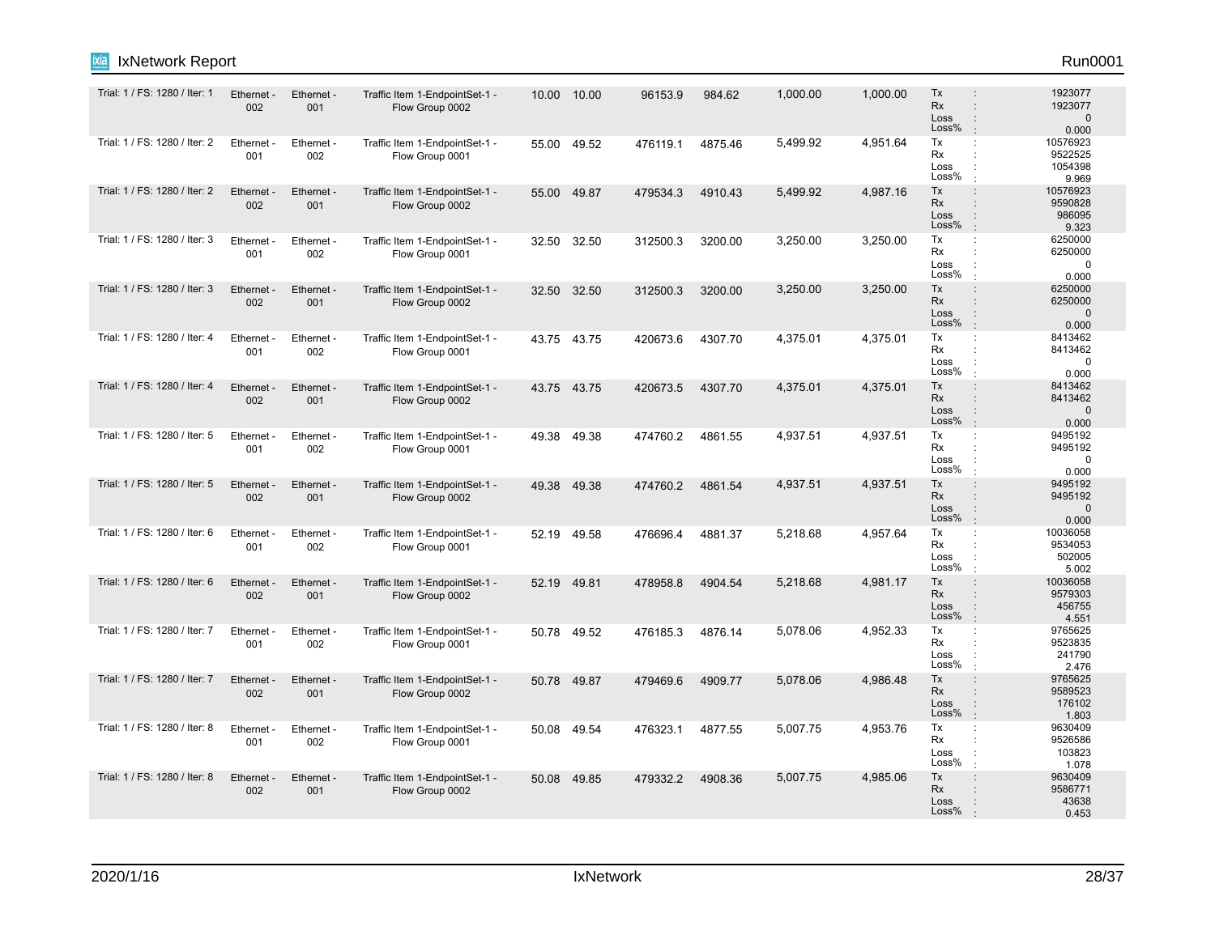| | | | | | | | | | | |
|---|---|---|---|---|---|---|---|---|---|---|
| Trial: 1 / FS: 1280 / Iter: 1 | Ethernet - 002 | Ethernet - 001 | Traffic Item 1-EndpointSet-1 - Flow Group 0002 | 10.00 | 10.00 | 96153.9 | 984.62 | 1,000.00 | 1,000.00 | Tx : 1923077<br>Rx : 1923077<br>Loss : 0<br>Loss% : 0.000 |
| Trial: 1 / FS: 1280 / Iter: 2 | Ethernet - 001 | Ethernet - 002 | Traffic Item 1-EndpointSet-1 - Flow Group 0001 | 55.00 | 49.52 | 476119.1 | 4875.46 | 5,499.92 | 4,951.64 | Tx : 10576923<br>Rx : 9522525<br>Loss : 1054398<br>Loss% : 9.969 |
| Trial: 1 / FS: 1280 / Iter: 2 | Ethernet - 002 | Ethernet - 001 | Traffic Item 1-EndpointSet-1 - Flow Group 0002 | 55.00 | 49.87 | 479534.3 | 4910.43 | 5,499.92 | 4,987.16 | Tx : 10576923<br>Rx : 9590828<br>Loss : 986095<br>Loss% : 9.323 |
| Trial: 1 / FS: 1280 / Iter: 3 | Ethernet - 001 | Ethernet - 002 | Traffic Item 1-EndpointSet-1 - Flow Group 0001 | 32.50 | 32.50 | 312500.3 | 3200.00 | 3,250.00 | 3,250.00 | Tx : 6250000<br>Rx : 6250000<br>Loss : 0<br>Loss% : 0.000 |
| Trial: 1 / FS: 1280 / Iter: 3 | Ethernet - 002 | Ethernet - 001 | Traffic Item 1-EndpointSet-1 - Flow Group 0002 | 32.50 | 32.50 | 312500.3 | 3200.00 | 3,250.00 | 3,250.00 | Tx : 6250000<br>Rx : 6250000<br>Loss : 0<br>Loss% : 0.000 |
| Trial: 1 / FS: 1280 / Iter: 4 | Ethernet - 001 | Ethernet - 002 | Traffic Item 1-EndpointSet-1 - Flow Group 0001 | 43.75 | 43.75 | 420673.6 | 4307.70 | 4,375.01 | 4,375.01 | Tx : 8413462<br>Rx : 8413462<br>Loss : 0<br>Loss% : 0.000 |
| Trial: 1 / FS: 1280 / Iter: 4 | Ethernet - 002 | Ethernet - 001 | Traffic Item 1-EndpointSet-1 - Flow Group 0002 | 43.75 | 43.75 | 420673.5 | 4307.70 | 4,375.01 | 4,375.01 | Tx : 8413462<br>Rx : 8413462<br>Loss : 0<br>Loss% : 0.000 |
| Trial: 1 / FS: 1280 / Iter: 5 | Ethernet - 001 | Ethernet - 002 | Traffic Item 1-EndpointSet-1 - Flow Group 0001 | 49.38 | 49.38 | 474760.2 | 4861.55 | 4,937.51 | 4,937.51 | Tx : 9495192<br>Rx : 9495192<br>Loss : 0<br>Loss% : 0.000 |
| Trial: 1 / FS: 1280 / Iter: 5 | Ethernet - 002 | Ethernet - 001 | Traffic Item 1-EndpointSet-1 - Flow Group 0002 | 49.38 | 49.38 | 474760.2 | 4861.54 | 4,937.51 | 4,937.51 | Tx : 9495192<br>Rx : 9495192<br>Loss : 0<br>Loss% : 0.000 |
| Trial: 1 / FS: 1280 / Iter: 6 | Ethernet - 001 | Ethernet - 002 | Traffic Item 1-EndpointSet-1 - Flow Group 0001 | 52.19 | 49.58 | 476696.4 | 4881.37 | 5,218.68 | 4,957.64 | Tx : 10036058<br>Rx : 9534053<br>Loss : 502005<br>Loss% : 5.002 |
| Trial: 1 / FS: 1280 / Iter: 6 | Ethernet - 002 | Ethernet - 001 | Traffic Item 1-EndpointSet-1 - Flow Group 0002 | 52.19 | 49.81 | 478958.8 | 4904.54 | 5,218.68 | 4,981.17 | Tx : 10036058<br>Rx : 9579303<br>Loss : 456755<br>Loss% : 4.551 |
| Trial: 1 / FS: 1280 / Iter: 7 | Ethernet - 001 | Ethernet - 002 | Traffic Item 1-EndpointSet-1 - Flow Group 0001 | 50.78 | 49.52 | 476185.3 | 4876.14 | 5,078.06 | 4,952.33 | Tx : 9765625<br>Rx : 9523835<br>Loss : 241790<br>Loss% : 2.476 |
| Trial: 1 / FS: 1280 / Iter: 7 | Ethernet - 002 | Ethernet - 001 | Traffic Item 1-EndpointSet-1 - Flow Group 0002 | 50.78 | 49.87 | 479469.6 | 4909.77 | 5,078.06 | 4,986.48 | Tx : 9765625<br>Rx : 9589523<br>Loss : 176102<br>Loss% : 1.803 |
| Trial: 1 / FS: 1280 / Iter: 8 | Ethernet - 001 | Ethernet - 002 | Traffic Item 1-EndpointSet-1 - Flow Group 0001 | 50.08 | 49.54 | 476323.1 | 4877.55 | 5,007.75 | 4,953.76 | Tx : 9630409<br>Rx : 9526586<br>Loss : 103823<br>Loss% : 1.078 |
| Trial: 1 / FS: 1280 / Iter: 8 | Ethernet - 002 | Ethernet - 001 | Traffic Item 1-EndpointSet-1 - Flow Group 0002 | 50.08 | 49.85 | 479332.2 | 4908.36 | 5,007.75 | 4,985.06 | Tx : 9630409<br>Rx : 9586771<br>Loss : 43638<br>Loss% : 0.453 |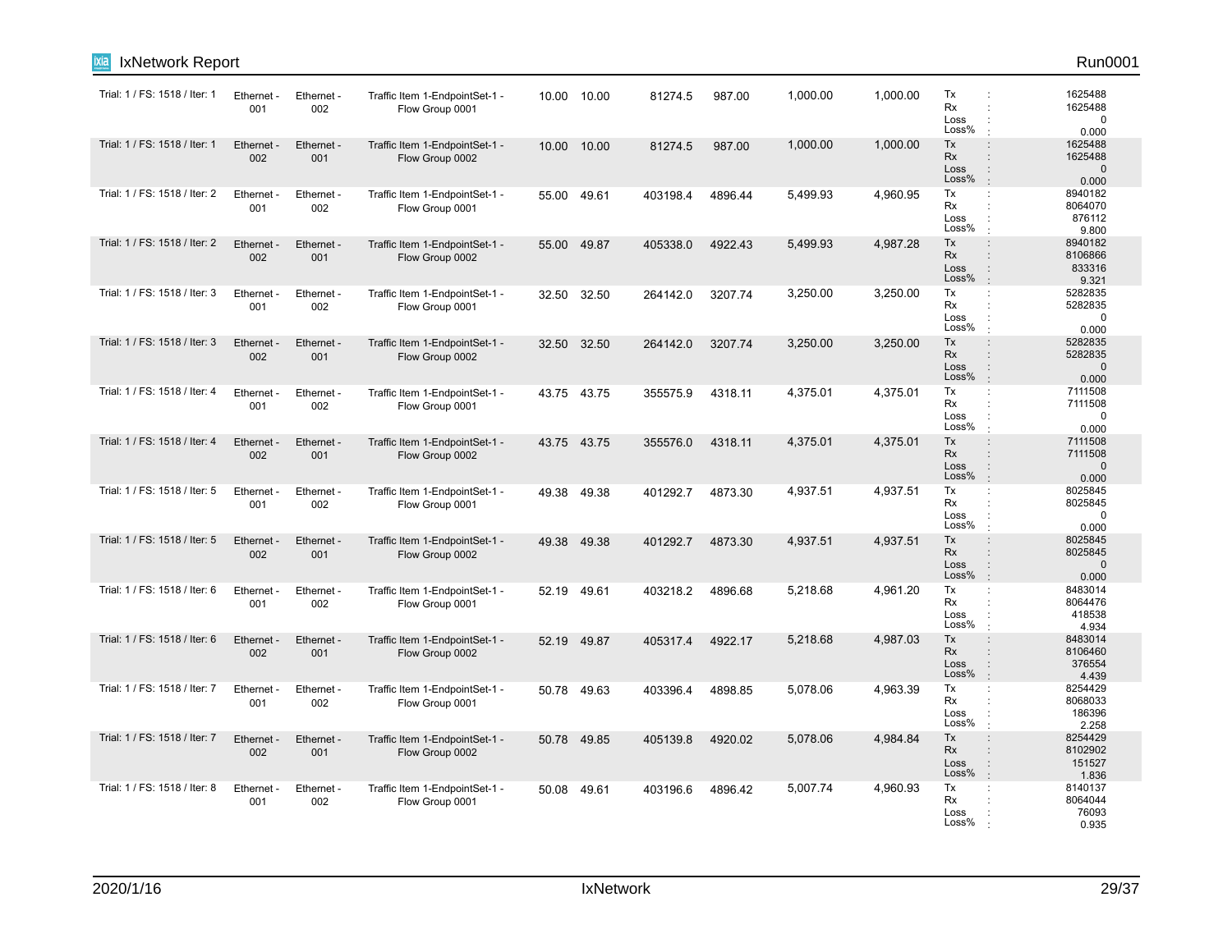| | | | | | | | | | | |
|---|---|---|---|---|---|---|---|---|---|---|
| Trial: 1 / FS: 1518 / Iter: 1 | Ethernet - 001 | Ethernet - 002 | Traffic Item 1-EndpointSet-1 - Flow Group 0001 | 10.00 | 10.00 | 81274.5 | 987.00 | 1,000.00 | 1,000.00 | Tx : 1625488<br>Rx : 1625488<br>Loss : 0<br>Loss% : 0.000 |
| Trial: 1 / FS: 1518 / Iter: 1 | Ethernet - 002 | Ethernet - 001 | Traffic Item 1-EndpointSet-1 - Flow Group 0002 | 10.00 | 10.00 | 81274.5 | 987.00 | 1,000.00 | 1,000.00 | Tx : 1625488<br>Rx : 1625488<br>Loss : 0<br>Loss% : 0.000 |
| Trial: 1 / FS: 1518 / Iter: 2 | Ethernet - 001 | Ethernet - 002 | Traffic Item 1-EndpointSet-1 - Flow Group 0001 | 55.00 | 49.61 | 403198.4 | 4896.44 | 5,499.93 | 4,960.95 | Tx : 8940182<br>Rx : 8064070<br>Loss : 876112<br>Loss% : 9.800 |
| Trial: 1 / FS: 1518 / Iter: 2 | Ethernet - 002 | Ethernet - 001 | Traffic Item 1-EndpointSet-1 - Flow Group 0002 | 55.00 | 49.87 | 405338.0 | 4922.43 | 5,499.93 | 4,987.28 | Tx : 8940182<br>Rx : 8106866<br>Loss : 833316<br>Loss% : 9.321 |
| Trial: 1 / FS: 1518 / Iter: 3 | Ethernet - 001 | Ethernet - 002 | Traffic Item 1-EndpointSet-1 - Flow Group 0001 | 32.50 | 32.50 | 264142.0 | 3207.74 | 3,250.00 | 3,250.00 | Tx : 5282835<br>Rx : 5282835<br>Loss : 0<br>Loss% : 0.000 |
| Trial: 1 / FS: 1518 / Iter: 3 | Ethernet - 002 | Ethernet - 001 | Traffic Item 1-EndpointSet-1 - Flow Group 0002 | 32.50 | 32.50 | 264142.0 | 3207.74 | 3,250.00 | 3,250.00 | Tx : 5282835<br>Rx : 5282835<br>Loss : 0<br>Loss% : 0.000 |
| Trial: 1 / FS: 1518 / Iter: 4 | Ethernet - 001 | Ethernet - 002 | Traffic Item 1-EndpointSet-1 - Flow Group 0001 | 43.75 | 43.75 | 355575.9 | 4318.11 | 4,375.01 | 4,375.01 | Tx : 7111508<br>Rx : 7111508<br>Loss : 0<br>Loss% : 0.000 |
| Trial: 1 / FS: 1518 / Iter: 4 | Ethernet - 002 | Ethernet - 001 | Traffic Item 1-EndpointSet-1 - Flow Group 0002 | 43.75 | 43.75 | 355576.0 | 4318.11 | 4,375.01 | 4,375.01 | Tx : 7111508<br>Rx : 7111508<br>Loss : 0<br>Loss% : 0.000 |
| Trial: 1 / FS: 1518 / Iter: 5 | Ethernet - 001 | Ethernet - 002 | Traffic Item 1-EndpointSet-1 - Flow Group 0001 | 49.38 | 49.38 | 401292.7 | 4873.30 | 4,937.51 | 4,937.51 | Tx : 8025845<br>Rx : 8025845<br>Loss : 0<br>Loss% : 0.000 |
| Trial: 1 / FS: 1518 / Iter: 5 | Ethernet - 002 | Ethernet - 001 | Traffic Item 1-EndpointSet-1 - Flow Group 0002 | 49.38 | 49.38 | 401292.7 | 4873.30 | 4,937.51 | 4,937.51 | Tx : 8025845<br>Rx : 8025845<br>Loss : 0<br>Loss% : 0.000 |
| Trial: 1 / FS: 1518 / Iter: 6 | Ethernet - 001 | Ethernet - 002 | Traffic Item 1-EndpointSet-1 - Flow Group 0001 | 52.19 | 49.61 | 403218.2 | 4896.68 | 5,218.68 | 4,961.20 | Tx : 8483014<br>Rx : 8064476<br>Loss : 418538<br>Loss% : 4.934 |
| Trial: 1 / FS: 1518 / Iter: 6 | Ethernet - 002 | Ethernet - 001 | Traffic Item 1-EndpointSet-1 - Flow Group 0002 | 52.19 | 49.87 | 405317.4 | 4922.17 | 5,218.68 | 4,987.03 | Tx : 8483014<br>Rx : 8106460<br>Loss : 376554<br>Loss% : 4.439 |
| Trial: 1 / FS: 1518 / Iter: 7 | Ethernet - 001 | Ethernet - 002 | Traffic Item 1-EndpointSet-1 - Flow Group 0001 | 50.78 | 49.63 | 403396.4 | 4898.85 | 5,078.06 | 4,963.39 | Tx : 8254429<br>Rx : 8068033<br>Loss : 186396<br>Loss% : 2.258 |
| Trial: 1 / FS: 1518 / Iter: 7 | Ethernet - 002 | Ethernet - 001 | Traffic Item 1-EndpointSet-1 - Flow Group 0002 | 50.78 | 49.85 | 405139.8 | 4920.02 | 5,078.06 | 4,984.84 | Tx : 8254429<br>Rx : 8102902<br>Loss : 151527<br>Loss% : 1.836 |
| Trial: 1 / FS: 1518 / Iter: 8 | Ethernet - 001 | Ethernet - 002 | Traffic Item 1-EndpointSet-1 - Flow Group 0001 | 50.08 | 49.61 | 403196.6 | 4896.42 | 5,007.74 | 4,960.93 | Tx : 8140137<br>Rx : 8064044<br>Loss : 76093<br>Loss% : 0.935 |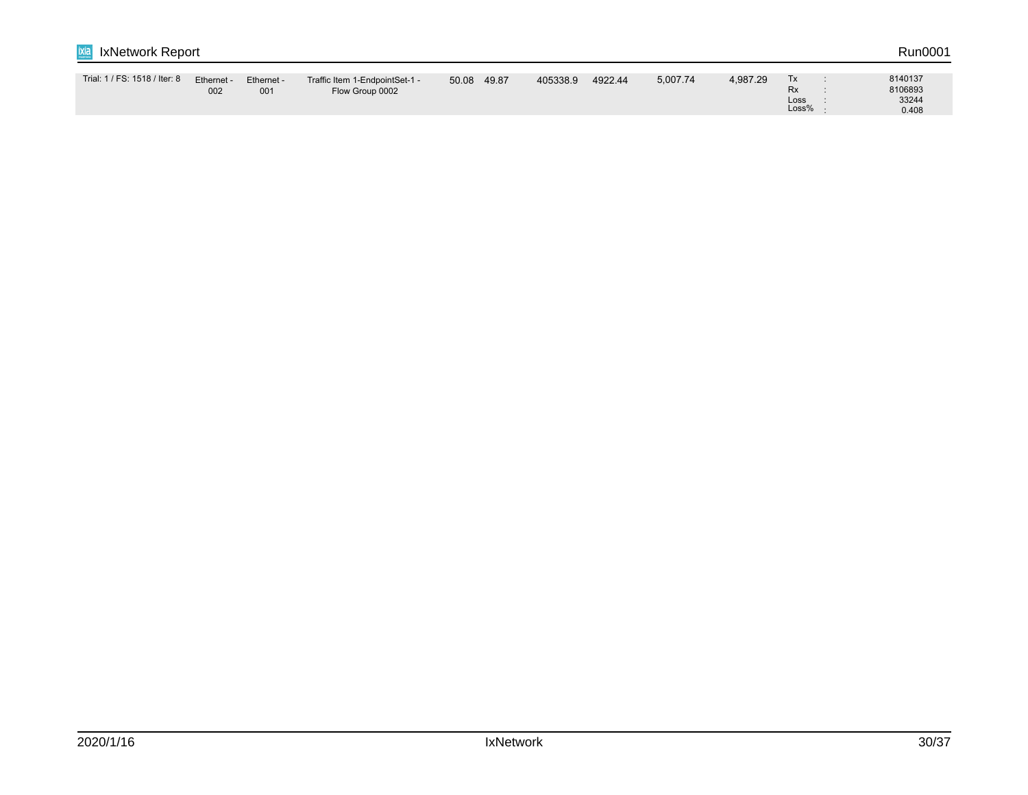| Trial: 1 / FS: 1518 / Iter: 8 | Ethernet - 002 | Ethernet - 001 | Traffic Item 1-EndpointSet-1 - Flow Group 0002 | 50.08 | 49.87 | 405338.9 | 4922.44 | 5,007.74 | 4,987.29 | Tx : 8140137<br>Rx : 8106893<br>Loss : 33244<br>Loss% : 0.408 |
|---|---|---|---|---|---|---|---|---|---|---|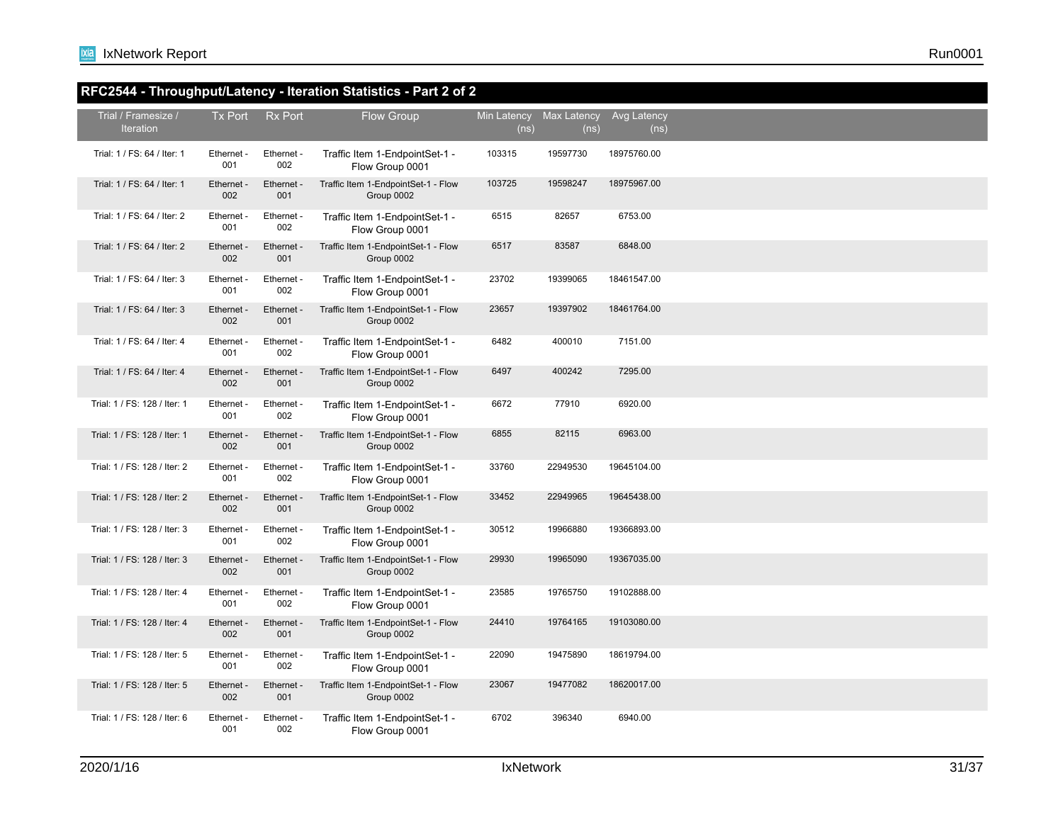## RFC2544 - Throughput/Latency - Iteration Statistics - Part 2 of 2

| Trial / Framesize / Iteration | Tx Port | Rx Port | Flow Group | Min Latency (ns) | Max Latency (ns) | Avg Latency (ns) |
|---|---|---|---|---|---|---|
| Trial: 1 / FS: 64 / Iter: 1 | Ethernet - 001 | Ethernet - 002 | Traffic Item 1-EndpointSet-1 - Flow Group 0001 | 103315 | 19597730 | 18975760.00 |
| Trial: 1 / FS: 64 / Iter: 1 | Ethernet - 002 | Ethernet - 001 | Traffic Item 1-EndpointSet-1 - Flow Group 0002 | 103725 | 19598247 | 18975967.00 |
| Trial: 1 / FS: 64 / Iter: 2 | Ethernet - 001 | Ethernet - 002 | Traffic Item 1-EndpointSet-1 - Flow Group 0001 | 6515 | 82657 | 6753.00 |
| Trial: 1 / FS: 64 / Iter: 2 | Ethernet - 002 | Ethernet - 001 | Traffic Item 1-EndpointSet-1 - Flow Group 0002 | 6517 | 83587 | 6848.00 |
| Trial: 1 / FS: 64 / Iter: 3 | Ethernet - 001 | Ethernet - 002 | Traffic Item 1-EndpointSet-1 - Flow Group 0001 | 23702 | 19399065 | 18461547.00 |
| Trial: 1 / FS: 64 / Iter: 3 | Ethernet - 002 | Ethernet - 001 | Traffic Item 1-EndpointSet-1 - Flow Group 0002 | 23657 | 19397902 | 18461764.00 |
| Trial: 1 / FS: 64 / Iter: 4 | Ethernet - 001 | Ethernet - 002 | Traffic Item 1-EndpointSet-1 - Flow Group 0001 | 6482 | 400010 | 7151.00 |
| Trial: 1 / FS: 64 / Iter: 4 | Ethernet - 002 | Ethernet - 001 | Traffic Item 1-EndpointSet-1 - Flow Group 0002 | 6497 | 400242 | 7295.00 |
| Trial: 1 / FS: 128 / Iter: 1 | Ethernet - 001 | Ethernet - 002 | Traffic Item 1-EndpointSet-1 - Flow Group 0001 | 6672 | 77910 | 6920.00 |
| Trial: 1 / FS: 128 / Iter: 1 | Ethernet - 002 | Ethernet - 001 | Traffic Item 1-EndpointSet-1 - Flow Group 0002 | 6855 | 82115 | 6963.00 |
| Trial: 1 / FS: 128 / Iter: 2 | Ethernet - 001 | Ethernet - 002 | Traffic Item 1-EndpointSet-1 - Flow Group 0001 | 33760 | 22949530 | 19645104.00 |
| Trial: 1 / FS: 128 / Iter: 2 | Ethernet - 002 | Ethernet - 001 | Traffic Item 1-EndpointSet-1 - Flow Group 0002 | 33452 | 22949965 | 19645438.00 |
| Trial: 1 / FS: 128 / Iter: 3 | Ethernet - 001 | Ethernet - 002 | Traffic Item 1-EndpointSet-1 - Flow Group 0001 | 30512 | 19966880 | 19366893.00 |
| Trial: 1 / FS: 128 / Iter: 3 | Ethernet - 002 | Ethernet - 001 | Traffic Item 1-EndpointSet-1 - Flow Group 0002 | 29930 | 19965090 | 19367035.00 |
| Trial: 1 / FS: 128 / Iter: 4 | Ethernet - 001 | Ethernet - 002 | Traffic Item 1-EndpointSet-1 - Flow Group 0001 | 23585 | 19765750 | 19102888.00 |
| Trial: 1 / FS: 128 / Iter: 4 | Ethernet - 002 | Ethernet - 001 | Traffic Item 1-EndpointSet-1 - Flow Group 0002 | 24410 | 19764165 | 19103080.00 |
| Trial: 1 / FS: 128 / Iter: 5 | Ethernet - 001 | Ethernet - 002 | Traffic Item 1-EndpointSet-1 - Flow Group 0001 | 22090 | 19475890 | 18619794.00 |
| Trial: 1 / FS: 128 / Iter: 5 | Ethernet - 002 | Ethernet - 001 | Traffic Item 1-EndpointSet-1 - Flow Group 0002 | 23067 | 19477082 | 18620017.00 |
| Trial: 1 / FS: 128 / Iter: 6 | Ethernet - 001 | Ethernet - 002 | Traffic Item 1-EndpointSet-1 - Flow Group 0001 | 6702 | 396340 | 6940.00 |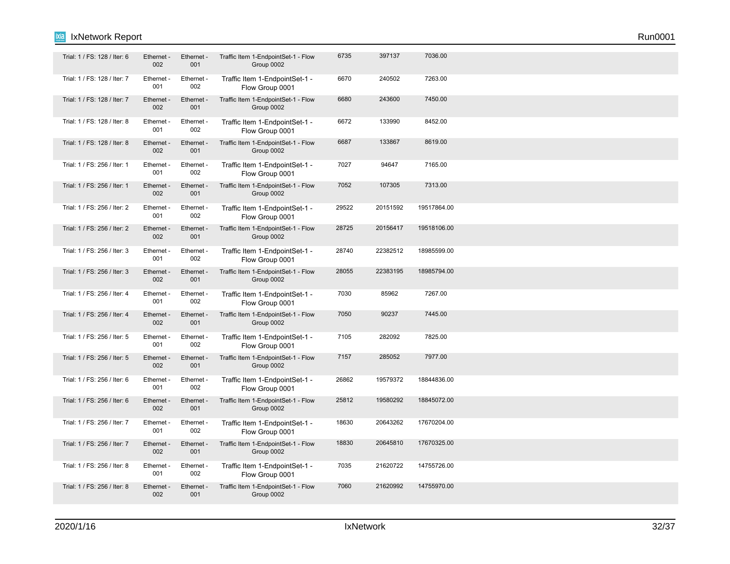| | | | | | | |
|---|---|---|---|---|---|---|
| Trial: 1 / FS: 128 / Iter: 6 | Ethernet - 002 | Ethernet - 001 | Traffic Item 1-EndpointSet-1 - Flow Group 0002 | 6735 | 397137 | 7036.00 |
| Trial: 1 / FS: 128 / Iter: 7 | Ethernet - 001 | Ethernet - 002 | Traffic Item 1-EndpointSet-1 - Flow Group 0001 | 6670 | 240502 | 7263.00 |
| Trial: 1 / FS: 128 / Iter: 7 | Ethernet - 002 | Ethernet - 001 | Traffic Item 1-EndpointSet-1 - Flow Group 0002 | 6680 | 243600 | 7450.00 |
| Trial: 1 / FS: 128 / Iter: 8 | Ethernet - 001 | Ethernet - 002 | Traffic Item 1-EndpointSet-1 - Flow Group 0001 | 6672 | 133990 | 8452.00 |
| Trial: 1 / FS: 128 / Iter: 8 | Ethernet - 002 | Ethernet - 001 | Traffic Item 1-EndpointSet-1 - Flow Group 0002 | 6687 | 133867 | 8619.00 |
| Trial: 1 / FS: 256 / Iter: 1 | Ethernet - 001 | Ethernet - 002 | Traffic Item 1-EndpointSet-1 - Flow Group 0001 | 7027 | 94647 | 7165.00 |
| Trial: 1 / FS: 256 / Iter: 1 | Ethernet - 002 | Ethernet - 001 | Traffic Item 1-EndpointSet-1 - Flow Group 0002 | 7052 | 107305 | 7313.00 |
| Trial: 1 / FS: 256 / Iter: 2 | Ethernet - 001 | Ethernet - 002 | Traffic Item 1-EndpointSet-1 - Flow Group 0001 | 29522 | 20151592 | 19517864.00 |
| Trial: 1 / FS: 256 / Iter: 2 | Ethernet - 002 | Ethernet - 001 | Traffic Item 1-EndpointSet-1 - Flow Group 0002 | 28725 | 20156417 | 19518106.00 |
| Trial: 1 / FS: 256 / Iter: 3 | Ethernet - 001 | Ethernet - 002 | Traffic Item 1-EndpointSet-1 - Flow Group 0001 | 28740 | 22382512 | 18985599.00 |
| Trial: 1 / FS: 256 / Iter: 3 | Ethernet - 002 | Ethernet - 001 | Traffic Item 1-EndpointSet-1 - Flow Group 0002 | 28055 | 22383195 | 18985794.00 |
| Trial: 1 / FS: 256 / Iter: 4 | Ethernet - 001 | Ethernet - 002 | Traffic Item 1-EndpointSet-1 - Flow Group 0001 | 7030 | 85962 | 7267.00 |
| Trial: 1 / FS: 256 / Iter: 4 | Ethernet - 002 | Ethernet - 001 | Traffic Item 1-EndpointSet-1 - Flow Group 0002 | 7050 | 90237 | 7445.00 |
| Trial: 1 / FS: 256 / Iter: 5 | Ethernet - 001 | Ethernet - 002 | Traffic Item 1-EndpointSet-1 - Flow Group 0001 | 7105 | 282092 | 7825.00 |
| Trial: 1 / FS: 256 / Iter: 5 | Ethernet - 002 | Ethernet - 001 | Traffic Item 1-EndpointSet-1 - Flow Group 0002 | 7157 | 285052 | 7977.00 |
| Trial: 1 / FS: 256 / Iter: 6 | Ethernet - 001 | Ethernet - 002 | Traffic Item 1-EndpointSet-1 - Flow Group 0001 | 26862 | 19579372 | 18844836.00 |
| Trial: 1 / FS: 256 / Iter: 6 | Ethernet - 002 | Ethernet - 001 | Traffic Item 1-EndpointSet-1 - Flow Group 0002 | 25812 | 19580292 | 18845072.00 |
| Trial: 1 / FS: 256 / Iter: 7 | Ethernet - 001 | Ethernet - 002 | Traffic Item 1-EndpointSet-1 - Flow Group 0001 | 18630 | 20643262 | 17670204.00 |
| Trial: 1 / FS: 256 / Iter: 7 | Ethernet - 002 | Ethernet - 001 | Traffic Item 1-EndpointSet-1 - Flow Group 0002 | 18830 | 20645810 | 17670325.00 |
| Trial: 1 / FS: 256 / Iter: 8 | Ethernet - 001 | Ethernet - 002 | Traffic Item 1-EndpointSet-1 - Flow Group 0001 | 7035 | 21620722 | 14755726.00 |
| Trial: 1 / FS: 256 / Iter: 8 | Ethernet - 002 | Ethernet - 001 | Traffic Item 1-EndpointSet-1 - Flow Group 0002 | 7060 | 21620992 | 14755970.00 |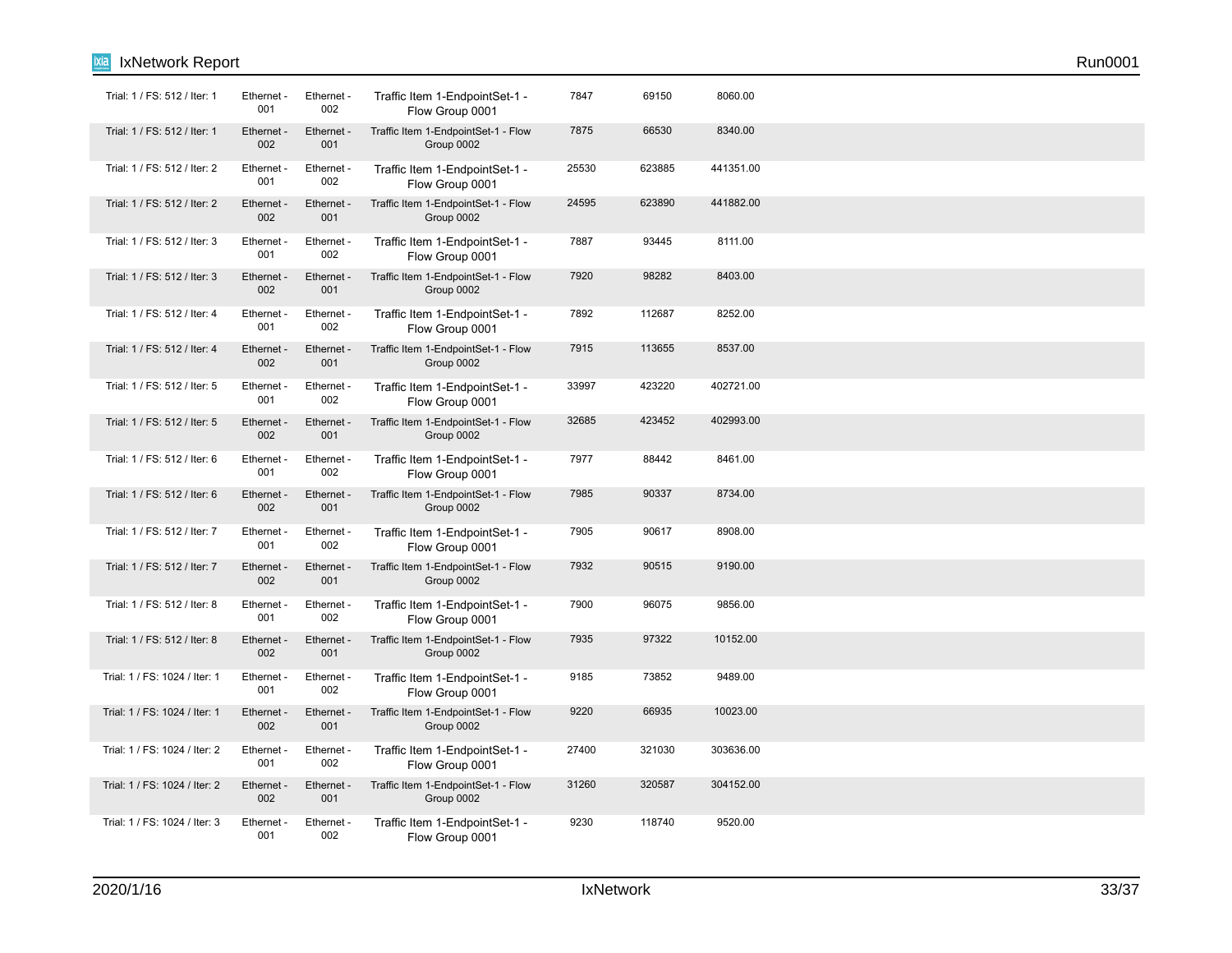| | | | | | | |
|---|---|---|---|---|---|---|
| Trial: 1 / FS: 512 / Iter: 1 | Ethernet - 001 | Ethernet - 002 | Traffic Item 1-EndpointSet-1 - Flow Group 0001 | 7847 | 69150 | 8060.00 |
| Trial: 1 / FS: 512 / Iter: 1 | Ethernet - 002 | Ethernet - 001 | Traffic Item 1-EndpointSet-1 - Flow Group 0002 | 7875 | 66530 | 8340.00 |
| Trial: 1 / FS: 512 / Iter: 2 | Ethernet - 001 | Ethernet - 002 | Traffic Item 1-EndpointSet-1 - Flow Group 0001 | 25530 | 623885 | 441351.00 |
| Trial: 1 / FS: 512 / Iter: 2 | Ethernet - 002 | Ethernet - 001 | Traffic Item 1-EndpointSet-1 - Flow Group 0002 | 24595 | 623890 | 441882.00 |
| Trial: 1 / FS: 512 / Iter: 3 | Ethernet - 001 | Ethernet - 002 | Traffic Item 1-EndpointSet-1 - Flow Group 0001 | 7887 | 93445 | 8111.00 |
| Trial: 1 / FS: 512 / Iter: 3 | Ethernet - 002 | Ethernet - 001 | Traffic Item 1-EndpointSet-1 - Flow Group 0002 | 7920 | 98282 | 8403.00 |
| Trial: 1 / FS: 512 / Iter: 4 | Ethernet - 001 | Ethernet - 002 | Traffic Item 1-EndpointSet-1 - Flow Group 0001 | 7892 | 112687 | 8252.00 |
| Trial: 1 / FS: 512 / Iter: 4 | Ethernet - 002 | Ethernet - 001 | Traffic Item 1-EndpointSet-1 - Flow Group 0002 | 7915 | 113655 | 8537.00 |
| Trial: 1 / FS: 512 / Iter: 5 | Ethernet - 001 | Ethernet - 002 | Traffic Item 1-EndpointSet-1 - Flow Group 0001 | 33997 | 423220 | 402721.00 |
| Trial: 1 / FS: 512 / Iter: 5 | Ethernet - 002 | Ethernet - 001 | Traffic Item 1-EndpointSet-1 - Flow Group 0002 | 32685 | 423452 | 402993.00 |
| Trial: 1 / FS: 512 / Iter: 6 | Ethernet - 001 | Ethernet - 002 | Traffic Item 1-EndpointSet-1 - Flow Group 0001 | 7977 | 88442 | 8461.00 |
| Trial: 1 / FS: 512 / Iter: 6 | Ethernet - 002 | Ethernet - 001 | Traffic Item 1-EndpointSet-1 - Flow Group 0002 | 7985 | 90337 | 8734.00 |
| Trial: 1 / FS: 512 / Iter: 7 | Ethernet - 001 | Ethernet - 002 | Traffic Item 1-EndpointSet-1 - Flow Group 0001 | 7905 | 90617 | 8908.00 |
| Trial: 1 / FS: 512 / Iter: 7 | Ethernet - 002 | Ethernet - 001 | Traffic Item 1-EndpointSet-1 - Flow Group 0002 | 7932 | 90515 | 9190.00 |
| Trial: 1 / FS: 512 / Iter: 8 | Ethernet - 001 | Ethernet - 002 | Traffic Item 1-EndpointSet-1 - Flow Group 0001 | 7900 | 96075 | 9856.00 |
| Trial: 1 / FS: 512 / Iter: 8 | Ethernet - 002 | Ethernet - 001 | Traffic Item 1-EndpointSet-1 - Flow Group 0002 | 7935 | 97322 | 10152.00 |
| Trial: 1 / FS: 1024 / Iter: 1 | Ethernet - 001 | Ethernet - 002 | Traffic Item 1-EndpointSet-1 - Flow Group 0001 | 9185 | 73852 | 9489.00 |
| Trial: 1 / FS: 1024 / Iter: 1 | Ethernet - 002 | Ethernet - 001 | Traffic Item 1-EndpointSet-1 - Flow Group 0002 | 9220 | 66935 | 10023.00 |
| Trial: 1 / FS: 1024 / Iter: 2 | Ethernet - 001 | Ethernet - 002 | Traffic Item 1-EndpointSet-1 - Flow Group 0001 | 27400 | 321030 | 303636.00 |
| Trial: 1 / FS: 1024 / Iter: 2 | Ethernet - 002 | Ethernet - 001 | Traffic Item 1-EndpointSet-1 - Flow Group 0002 | 31260 | 320587 | 304152.00 |
| Trial: 1 / FS: 1024 / Iter: 3 | Ethernet - 001 | Ethernet - 002 | Traffic Item 1-EndpointSet-1 - Flow Group 0001 | 9230 | 118740 | 9520.00 |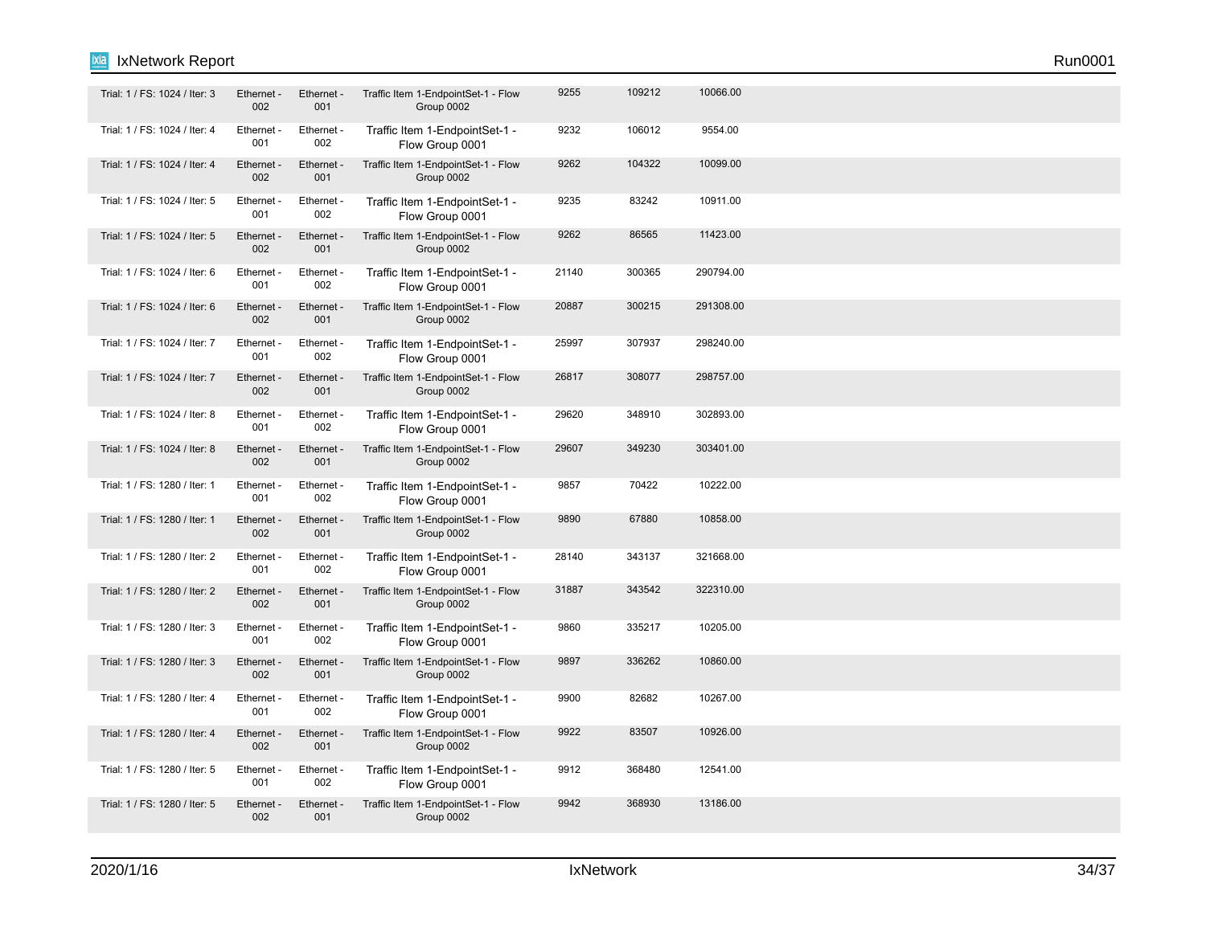| | | | | | | |
|---|---|---|---|---|---|---|
| Trial: 1 / FS: 1024 / Iter: 3 | Ethernet - 002 | Ethernet - 001 | Traffic Item 1-EndpointSet-1 - Flow Group 0002 | 9255 | 109212 | 10066.00 |
| Trial: 1 / FS: 1024 / Iter: 4 | Ethernet - 001 | Ethernet - 002 | Traffic Item 1-EndpointSet-1 - Flow Group 0001 | 9232 | 106012 | 9554.00 |
| Trial: 1 / FS: 1024 / Iter: 4 | Ethernet - 002 | Ethernet - 001 | Traffic Item 1-EndpointSet-1 - Flow Group 0002 | 9262 | 104322 | 10099.00 |
| Trial: 1 / FS: 1024 / Iter: 5 | Ethernet - 001 | Ethernet - 002 | Traffic Item 1-EndpointSet-1 - Flow Group 0001 | 9235 | 83242 | 10911.00 |
| Trial: 1 / FS: 1024 / Iter: 5 | Ethernet - 002 | Ethernet - 001 | Traffic Item 1-EndpointSet-1 - Flow Group 0002 | 9262 | 86565 | 11423.00 |
| Trial: 1 / FS: 1024 / Iter: 6 | Ethernet - 001 | Ethernet - 002 | Traffic Item 1-EndpointSet-1 - Flow Group 0001 | 21140 | 300365 | 290794.00 |
| Trial: 1 / FS: 1024 / Iter: 6 | Ethernet - 002 | Ethernet - 001 | Traffic Item 1-EndpointSet-1 - Flow Group 0002 | 20887 | 300215 | 291308.00 |
| Trial: 1 / FS: 1024 / Iter: 7 | Ethernet - 001 | Ethernet - 002 | Traffic Item 1-EndpointSet-1 - Flow Group 0001 | 25997 | 307937 | 298240.00 |
| Trial: 1 / FS: 1024 / Iter: 7 | Ethernet - 002 | Ethernet - 001 | Traffic Item 1-EndpointSet-1 - Flow Group 0002 | 26817 | 308077 | 298757.00 |
| Trial: 1 / FS: 1024 / Iter: 8 | Ethernet - 001 | Ethernet - 002 | Traffic Item 1-EndpointSet-1 - Flow Group 0001 | 29620 | 348910 | 302893.00 |
| Trial: 1 / FS: 1024 / Iter: 8 | Ethernet - 002 | Ethernet - 001 | Traffic Item 1-EndpointSet-1 - Flow Group 0002 | 29607 | 349230 | 303401.00 |
| Trial: 1 / FS: 1280 / Iter: 1 | Ethernet - 001 | Ethernet - 002 | Traffic Item 1-EndpointSet-1 - Flow Group 0001 | 9857 | 70422 | 10222.00 |
| Trial: 1 / FS: 1280 / Iter: 1 | Ethernet - 002 | Ethernet - 001 | Traffic Item 1-EndpointSet-1 - Flow Group 0002 | 9890 | 67880 | 10858.00 |
| Trial: 1 / FS: 1280 / Iter: 2 | Ethernet - 001 | Ethernet - 002 | Traffic Item 1-EndpointSet-1 - Flow Group 0001 | 28140 | 343137 | 321668.00 |
| Trial: 1 / FS: 1280 / Iter: 2 | Ethernet - 002 | Ethernet - 001 | Traffic Item 1-EndpointSet-1 - Flow Group 0002 | 31887 | 343542 | 322310.00 |
| Trial: 1 / FS: 1280 / Iter: 3 | Ethernet - 001 | Ethernet - 002 | Traffic Item 1-EndpointSet-1 - Flow Group 0001 | 9860 | 335217 | 10205.00 |
| Trial: 1 / FS: 1280 / Iter: 3 | Ethernet - 002 | Ethernet - 001 | Traffic Item 1-EndpointSet-1 - Flow Group 0002 | 9897 | 336262 | 10860.00 |
| Trial: 1 / FS: 1280 / Iter: 4 | Ethernet - 001 | Ethernet - 002 | Traffic Item 1-EndpointSet-1 - Flow Group 0001 | 9900 | 82682 | 10267.00 |
| Trial: 1 / FS: 1280 / Iter: 4 | Ethernet - 002 | Ethernet - 001 | Traffic Item 1-EndpointSet-1 - Flow Group 0002 | 9922 | 83507 | 10926.00 |
| Trial: 1 / FS: 1280 / Iter: 5 | Ethernet - 001 | Ethernet - 002 | Traffic Item 1-EndpointSet-1 - Flow Group 0001 | 9912 | 368480 | 12541.00 |
| Trial: 1 / FS: 1280 / Iter: 5 | Ethernet - 002 | Ethernet - 001 | Traffic Item 1-EndpointSet-1 - Flow Group 0002 | 9942 | 368930 | 13186.00 |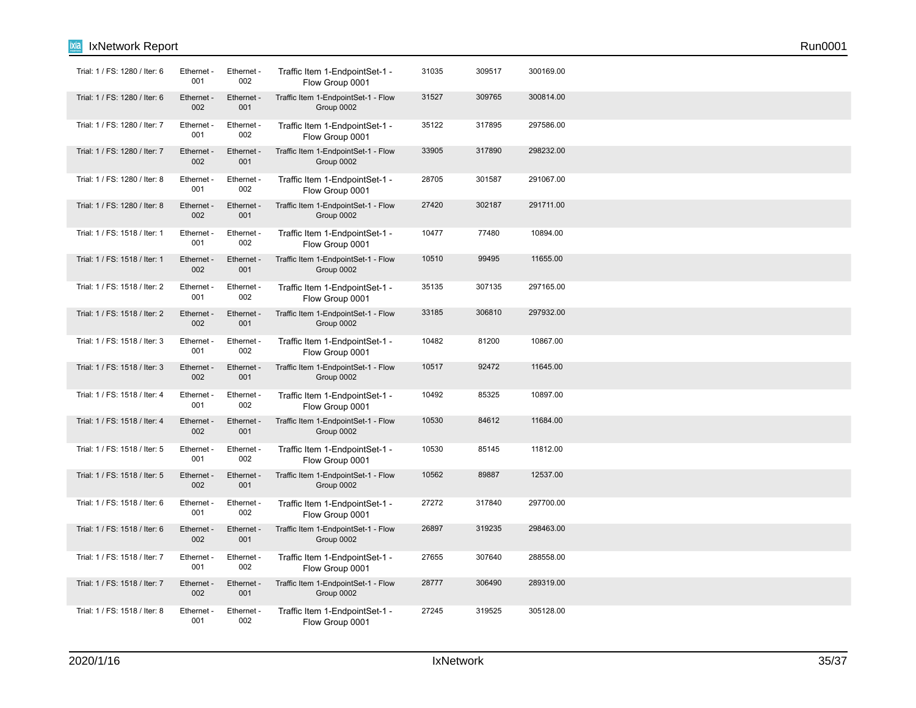| | | | | | | |
|---|---|---|---|---|---|---|
| Trial: 1 / FS: 1280 / Iter: 6 | Ethernet - 001 | Ethernet - 002 | Traffic Item 1-EndpointSet-1 - Flow Group 0001 | 31035 | 309517 | 300169.00 |
| Trial: 1 / FS: 1280 / Iter: 6 | Ethernet - 002 | Ethernet - 001 | Traffic Item 1-EndpointSet-1 - Flow Group 0002 | 31527 | 309765 | 300814.00 |
| Trial: 1 / FS: 1280 / Iter: 7 | Ethernet - 001 | Ethernet - 002 | Traffic Item 1-EndpointSet-1 - Flow Group 0001 | 35122 | 317895 | 297586.00 |
| Trial: 1 / FS: 1280 / Iter: 7 | Ethernet - 002 | Ethernet - 001 | Traffic Item 1-EndpointSet-1 - Flow Group 0002 | 33905 | 317890 | 298232.00 |
| Trial: 1 / FS: 1280 / Iter: 8 | Ethernet - 001 | Ethernet - 002 | Traffic Item 1-EndpointSet-1 - Flow Group 0001 | 28705 | 301587 | 291067.00 |
| Trial: 1 / FS: 1280 / Iter: 8 | Ethernet - 002 | Ethernet - 001 | Traffic Item 1-EndpointSet-1 - Flow Group 0002 | 27420 | 302187 | 291711.00 |
| Trial: 1 / FS: 1518 / Iter: 1 | Ethernet - 001 | Ethernet - 002 | Traffic Item 1-EndpointSet-1 - Flow Group 0001 | 10477 | 77480 | 10894.00 |
| Trial: 1 / FS: 1518 / Iter: 1 | Ethernet - 002 | Ethernet - 001 | Traffic Item 1-EndpointSet-1 - Flow Group 0002 | 10510 | 99495 | 11655.00 |
| Trial: 1 / FS: 1518 / Iter: 2 | Ethernet - 001 | Ethernet - 002 | Traffic Item 1-EndpointSet-1 - Flow Group 0001 | 35135 | 307135 | 297165.00 |
| Trial: 1 / FS: 1518 / Iter: 2 | Ethernet - 002 | Ethernet - 001 | Traffic Item 1-EndpointSet-1 - Flow Group 0002 | 33185 | 306810 | 297932.00 |
| Trial: 1 / FS: 1518 / Iter: 3 | Ethernet - 001 | Ethernet - 002 | Traffic Item 1-EndpointSet-1 - Flow Group 0001 | 10482 | 81200 | 10867.00 |
| Trial: 1 / FS: 1518 / Iter: 3 | Ethernet - 002 | Ethernet - 001 | Traffic Item 1-EndpointSet-1 - Flow Group 0002 | 10517 | 92472 | 11645.00 |
| Trial: 1 / FS: 1518 / Iter: 4 | Ethernet - 001 | Ethernet - 002 | Traffic Item 1-EndpointSet-1 - Flow Group 0001 | 10492 | 85325 | 10897.00 |
| Trial: 1 / FS: 1518 / Iter: 4 | Ethernet - 002 | Ethernet - 001 | Traffic Item 1-EndpointSet-1 - Flow Group 0002 | 10530 | 84612 | 11684.00 |
| Trial: 1 / FS: 1518 / Iter: 5 | Ethernet - 001 | Ethernet - 002 | Traffic Item 1-EndpointSet-1 - Flow Group 0001 | 10530 | 85145 | 11812.00 |
| Trial: 1 / FS: 1518 / Iter: 5 | Ethernet - 002 | Ethernet - 001 | Traffic Item 1-EndpointSet-1 - Flow Group 0002 | 10562 | 89887 | 12537.00 |
| Trial: 1 / FS: 1518 / Iter: 6 | Ethernet - 001 | Ethernet - 002 | Traffic Item 1-EndpointSet-1 - Flow Group 0001 | 27272 | 317840 | 297700.00 |
| Trial: 1 / FS: 1518 / Iter: 6 | Ethernet - 002 | Ethernet - 001 | Traffic Item 1-EndpointSet-1 - Flow Group 0002 | 26897 | 319235 | 298463.00 |
| Trial: 1 / FS: 1518 / Iter: 7 | Ethernet - 001 | Ethernet - 002 | Traffic Item 1-EndpointSet-1 - Flow Group 0001 | 27655 | 307640 | 288558.00 |
| Trial: 1 / FS: 1518 / Iter: 7 | Ethernet - 002 | Ethernet - 001 | Traffic Item 1-EndpointSet-1 - Flow Group 0002 | 28777 | 306490 | 289319.00 |
| Trial: 1 / FS: 1518 / Iter: 8 | Ethernet - 001 | Ethernet - 002 | Traffic Item 1-EndpointSet-1 - Flow Group 0001 | 27245 | 319525 | 305128.00 |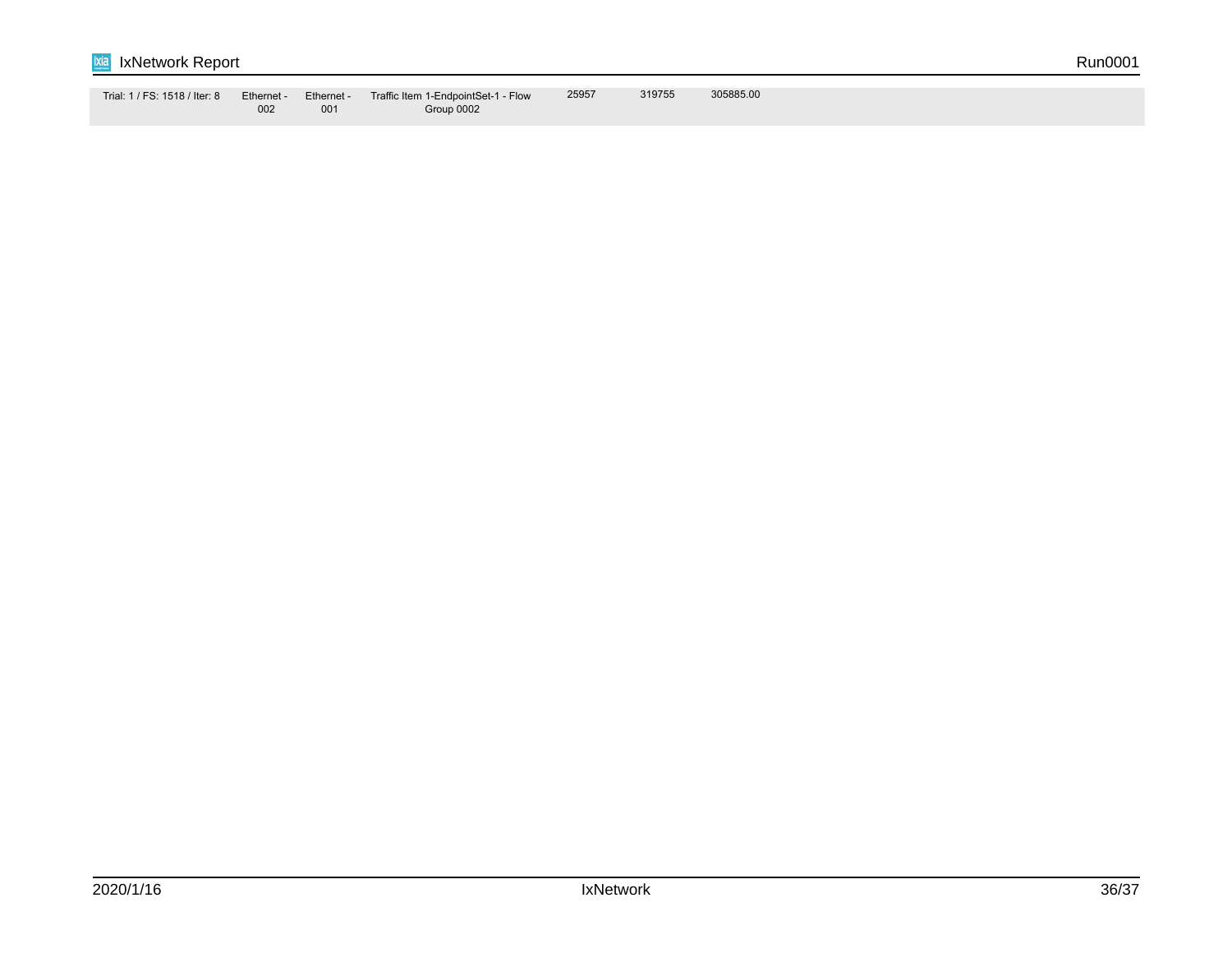| | | | | | | |
|---|---|---|---|---|---|---|
| Trial: 1 / FS: 1518 / Iter: 8 | Ethernet - 002 | Ethernet - 001 | Traffic Item 1-EndpointSet-1 - Flow Group 0002 | 25957 | 319755 | 305885.00 |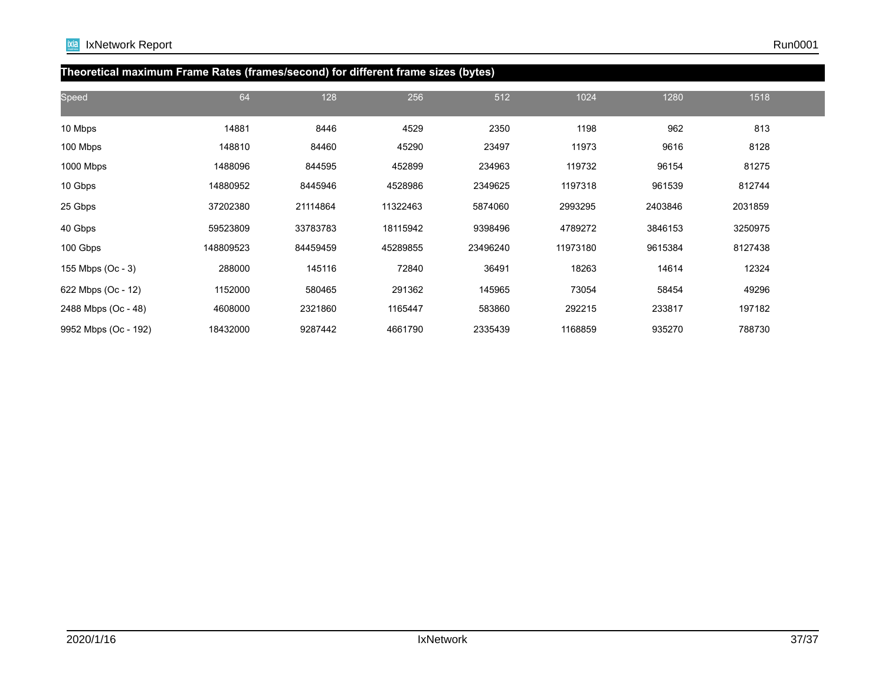## Theoretical maximum Frame Rates (frames/second) for different frame sizes (bytes)

| Speed | 64 | 128 | 256 | 512 | 1024 | 1280 | 1518 |
|---|---|---|---|---|---|---|---|
| 10 Mbps | 14881 | 8446 | 4529 | 2350 | 1198 | 962 | 813 |
| 100 Mbps | 148810 | 84460 | 45290 | 23497 | 11973 | 9616 | 8128 |
| 1000 Mbps | 1488096 | 844595 | 452899 | 234963 | 119732 | 96154 | 81275 |
| 10 Gbps | 14880952 | 8445946 | 4528986 | 2349625 | 1197318 | 961539 | 812744 |
| 25 Gbps | 37202380 | 21114864 | 11322463 | 5874060 | 2993295 | 2403846 | 2031859 |
| 40 Gbps | 59523809 | 33783783 | 18115942 | 9398496 | 4789272 | 3846153 | 3250975 |
| 100 Gbps | 148809523 | 84459459 | 45289855 | 23496240 | 11973180 | 9615384 | 8127438 |
| 155 Mbps (Oc - 3) | 288000 | 145116 | 72840 | 36491 | 18263 | 14614 | 12324 |
| 622 Mbps (Oc - 12) | 1152000 | 580465 | 291362 | 145965 | 73054 | 58454 | 49296 |
| 2488 Mbps (Oc - 48) | 4608000 | 2321860 | 1165447 | 583860 | 292215 | 233817 | 197182 |
| 9952 Mbps (Oc - 192) | 18432000 | 9287442 | 4661790 | 2335439 | 1168859 | 935270 | 788730 |